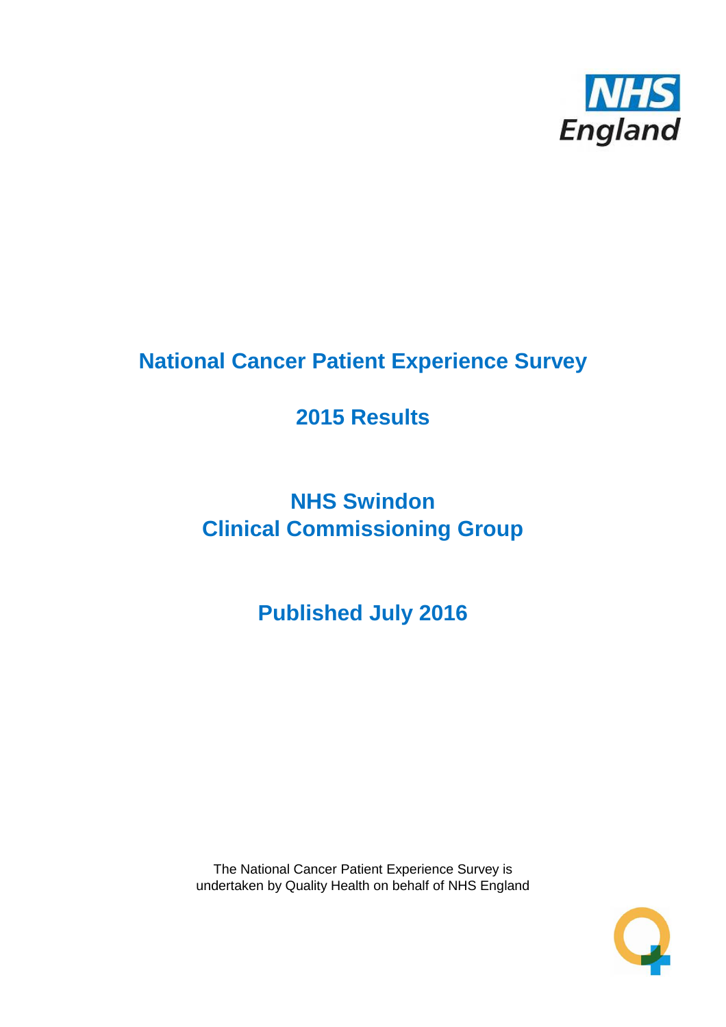# National Cancer Patient Experience Survey

## 2015 Results

## NHS Swindon
## Clinical Commissioning Group

## Published July 2016

The National Cancer Patient Experience Survey is undertaken by Quality Health on behalf of NHS England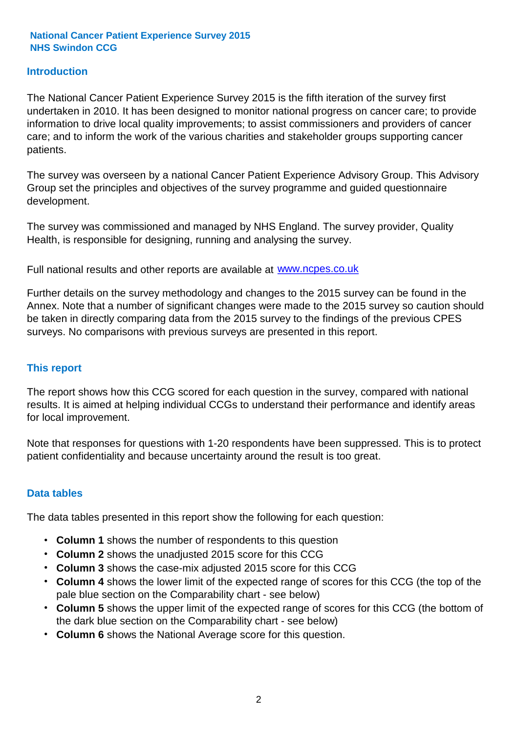**National Cancer Patient Experience Survey 2015**
**NHS Swindon CCG**

## Introduction

The National Cancer Patient Experience Survey 2015 is the fifth iteration of the survey first undertaken in 2010. It has been designed to monitor national progress on cancer care; to provide information to drive local quality improvements; to assist commissioners and providers of cancer care; and to inform the work of the various charities and stakeholder groups supporting cancer patients.

The survey was overseen by a national Cancer Patient Experience Advisory Group. This Advisory Group set the principles and objectives of the survey programme and guided questionnaire development.

The survey was commissioned and managed by NHS England. The survey provider, Quality Health, is responsible for designing, running and analysing the survey.

Full national results and other reports are available at [www.ncpes.co.uk](http://www.ncpes.co.uk)

Further details on the survey methodology and changes to the 2015 survey can be found in the Annex. Note that a number of significant changes were made to the 2015 survey so caution should be taken in directly comparing data from the 2015 survey to the findings of the previous CPES surveys. No comparisons with previous surveys are presented in this report.

## This report

The report shows how this CCG scored for each question in the survey, compared with national results. It is aimed at helping individual CCGs to understand their performance and identify areas for local improvement.

Note that responses for questions with 1-20 respondents have been suppressed. This is to protect patient confidentiality and because uncertainty around the result is too great.

## Data tables

The data tables presented in this report show the following for each question:

- **Column 1** shows the number of respondents to this question
- **Column 2** shows the unadjusted 2015 score for this CCG
- **Column 3** shows the case-mix adjusted 2015 score for this CCG
- **Column 4** shows the lower limit of the expected range of scores for this CCG (the top of the pale blue section on the Comparability chart - see below)
- **Column 5** shows the upper limit of the expected range of scores for this CCG (the bottom of the dark blue section on the Comparability chart - see below)
- **Column 6** shows the National Average score for this question.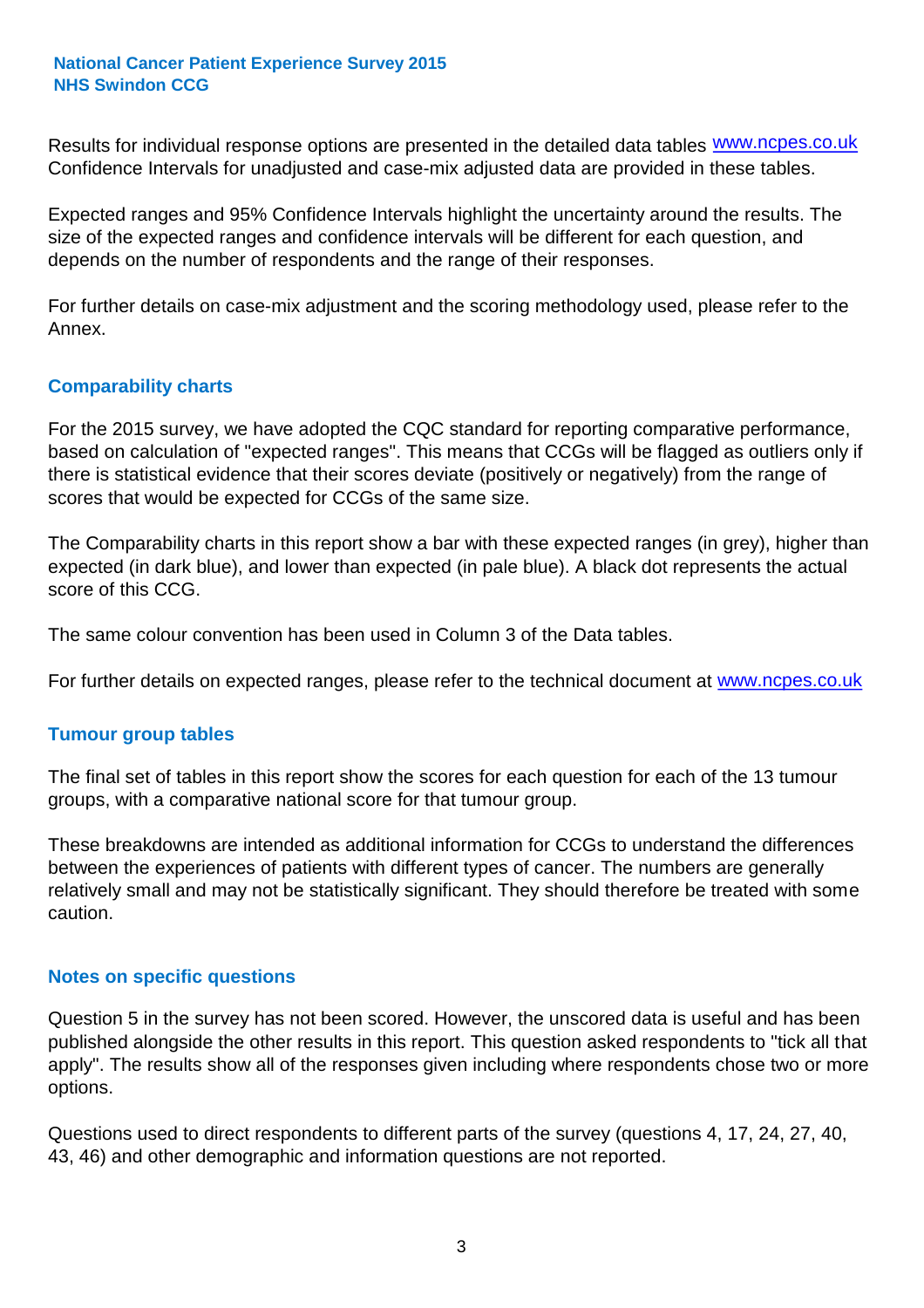Results for individual response options are presented in the detailed data tables www.ncpes.co.uk Confidence Intervals for unadjusted and case-mix adjusted data are provided in these tables.

Expected ranges and 95% Confidence Intervals highlight the uncertainty around the results. The size of the expected ranges and confidence intervals will be different for each question, and depends on the number of respondents and the range of their responses.

For further details on case-mix adjustment and the scoring methodology used, please refer to the Annex.

## Comparability charts

For the 2015 survey, we have adopted the CQC standard for reporting comparative performance, based on calculation of "expected ranges". This means that CCGs will be flagged as outliers only if there is statistical evidence that their scores deviate (positively or negatively) from the range of scores that would be expected for CCGs of the same size.

The Comparability charts in this report show a bar with these expected ranges (in grey), higher than expected (in dark blue), and lower than expected (in pale blue). A black dot represents the actual score of this CCG.

The same colour convention has been used in Column 3 of the Data tables.

For further details on expected ranges, please refer to the technical document at www.ncpes.co.uk

## Tumour group tables

The final set of tables in this report show the scores for each question for each of the 13 tumour groups, with a comparative national score for that tumour group.

These breakdowns are intended as additional information for CCGs to understand the differences between the experiences of patients with different types of cancer. The numbers are generally relatively small and may not be statistically significant. They should therefore be treated with some caution.

## Notes on specific questions

Question 5 in the survey has not been scored. However, the unscored data is useful and has been published alongside the other results in this report. This question asked respondents to "tick all that apply". The results show all of the responses given including where respondents chose two or more options.

Questions used to direct respondents to different parts of the survey (questions 4, 17, 24, 27, 40, 43, 46) and other demographic and information questions are not reported.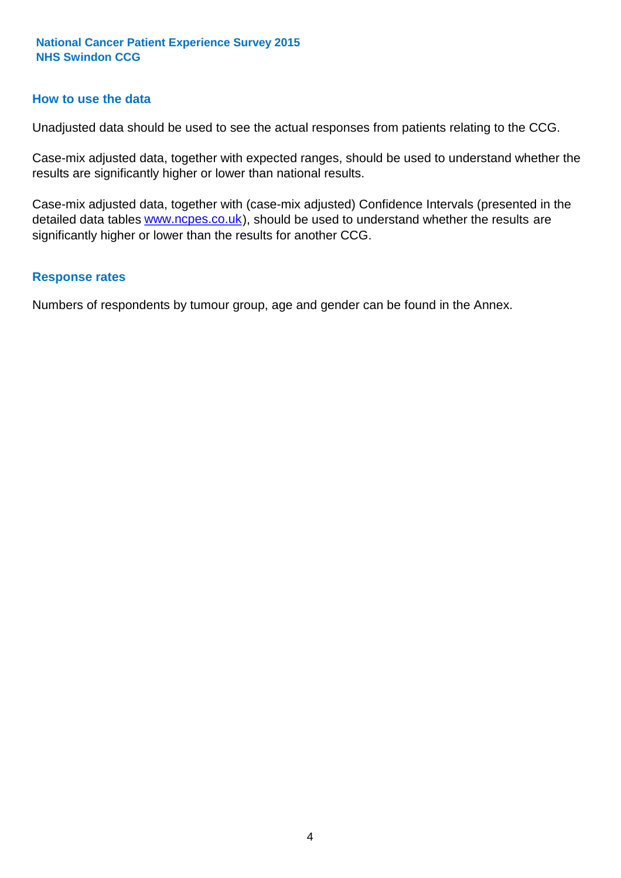## How to use the data

Unadjusted data should be used to see the actual responses from patients relating to the CCG.

Case-mix adjusted data, together with expected ranges, should be used to understand whether the results are significantly higher or lower than national results.

Case-mix adjusted data, together with (case-mix adjusted) Confidence Intervals (presented in the detailed data tables www.ncpes.co.uk), should be used to understand whether the results are significantly higher or lower than the results for another CCG.

## Response rates

Numbers of respondents by tumour group, age and gender can be found in the Annex.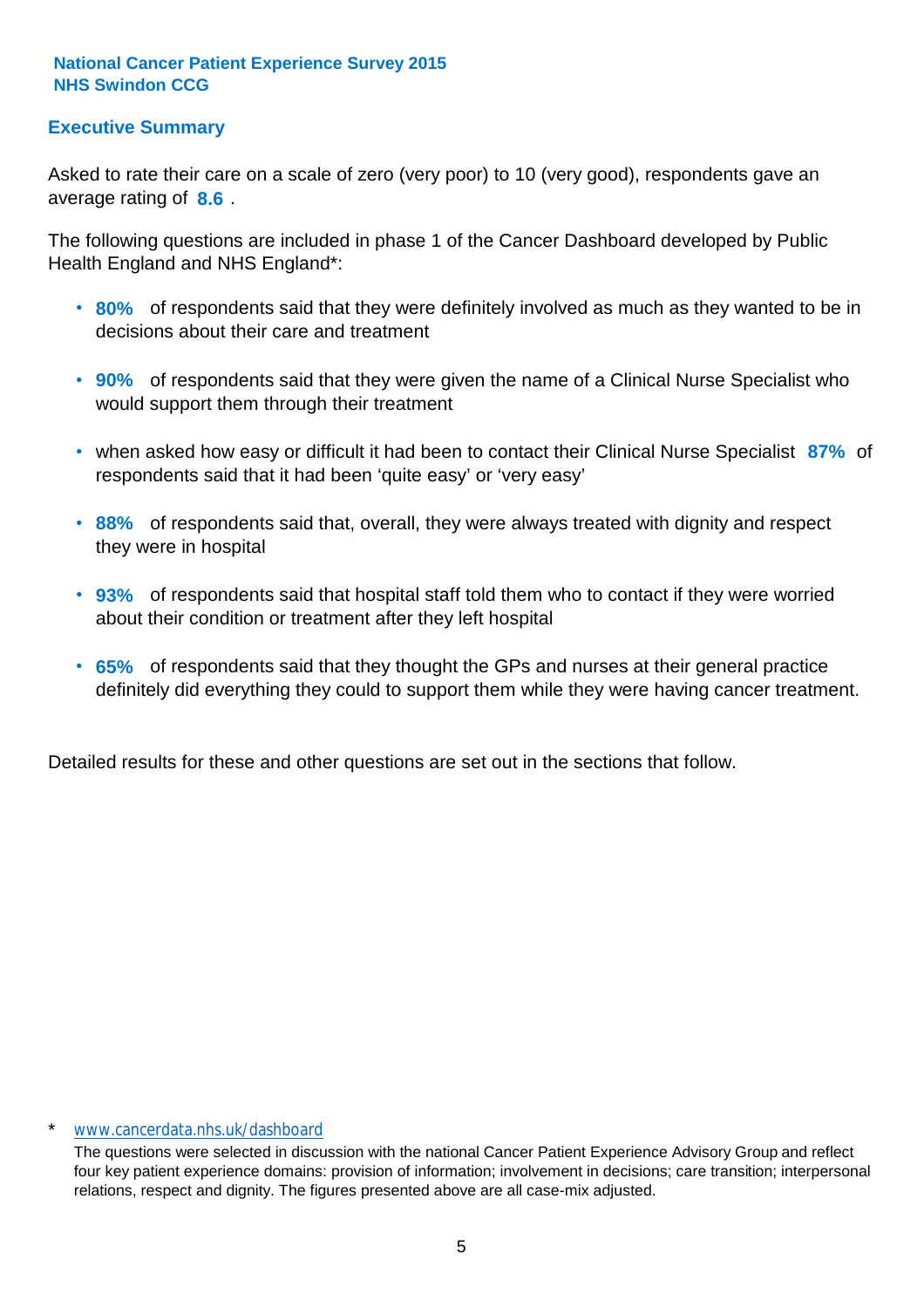**National Cancer Patient Experience Survey 2015**
**NHS Swindon CCG**

## Executive Summary

Asked to rate their care on a scale of zero (very poor) to 10 (very good), respondents gave an average rating of **8.6** .

The following questions are included in phase 1 of the Cancer Dashboard developed by Public Health England and NHS England*:

- **80%** of respondents said that they were definitely involved as much as they wanted to be in decisions about their care and treatment
- **90%** of respondents said that they were given the name of a Clinical Nurse Specialist who would support them through their treatment
- when asked how easy or difficult it had been to contact their Clinical Nurse Specialist **87%** of respondents said that it had been 'quite easy' or 'very easy'
- **88%** of respondents said that, overall, they were always treated with dignity and respect they were in hospital
- **93%** of respondents said that hospital staff told them who to contact if they were worried about their condition or treatment after they left hospital
- **65%** of respondents said that they thought the GPs and nurses at their general practice definitely did everything they could to support them while they were having cancer treatment.

Detailed results for these and other questions are set out in the sections that follow.

\* www.cancerdata.nhs.uk/dashboard

The questions were selected in discussion with the national Cancer Patient Experience Advisory Group and reflect four key patient experience domains: provision of information; involvement in decisions; care transition; interpersonal relations, respect and dignity. The figures presented above are all case-mix adjusted.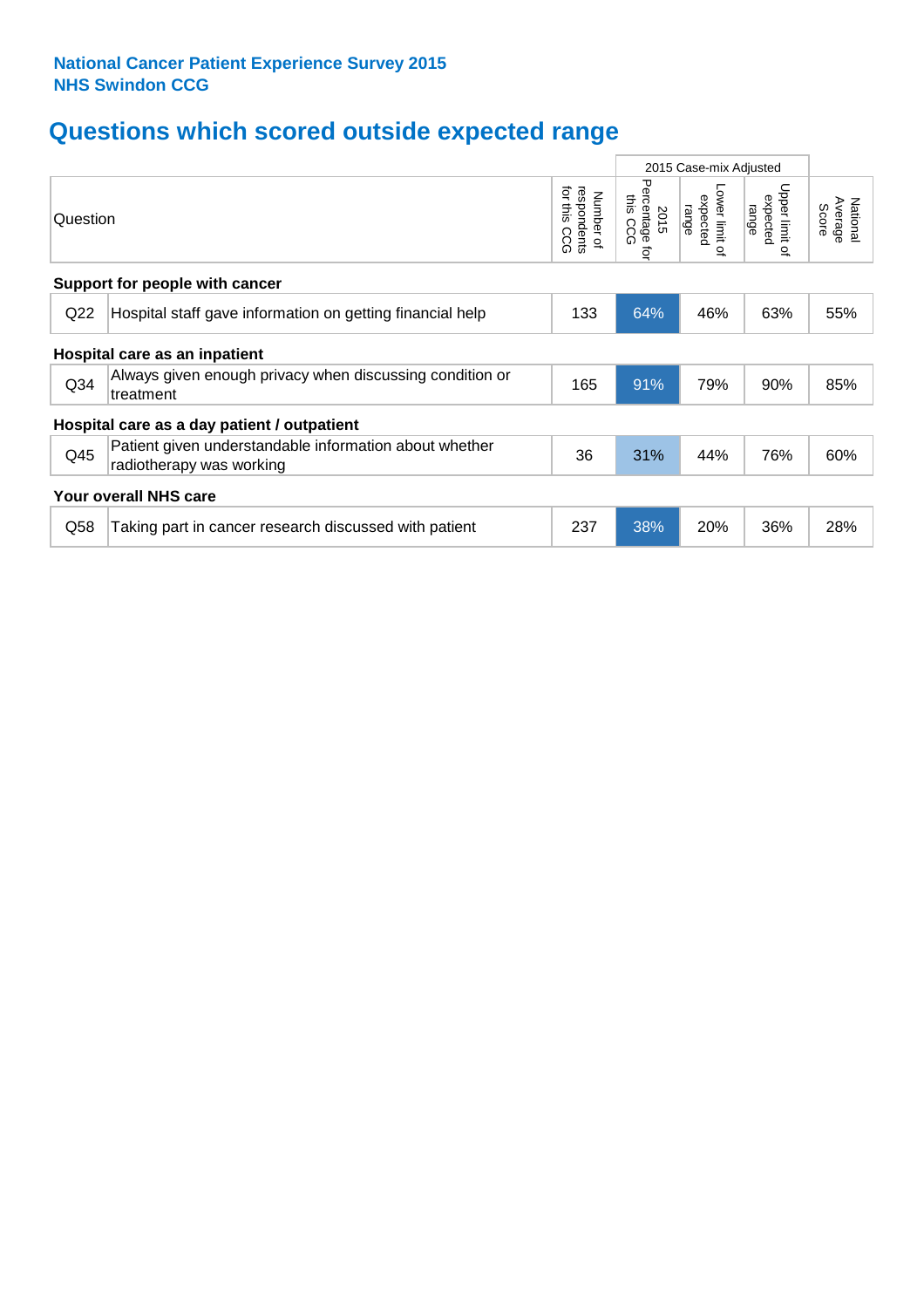**National Cancer Patient Experience Survey 2015**
**NHS Swindon CCG**

# Questions which scored outside expected range

| | Question | Number of respondents for this CCG | 2015 Case-mix Adjusted: 2015 Percentage for this CCG | 2015 Case-mix Adjusted: Lower limit of expected range | 2015 Case-mix Adjusted: Upper limit of expected range | National Average Score |
|---|---|---|---|---|---|---|
| **Support for people with cancer** | | | | | | |
| Q22 | Hospital staff gave information on getting financial help | 133 | 64% | 46% | 63% | 55% |
| **Hospital care as an inpatient** | | | | | | |
| Q34 | Always given enough privacy when discussing condition or treatment | 165 | 91% | 79% | 90% | 85% |
| **Hospital care as a day patient / outpatient** | | | | | | |
| Q45 | Patient given understandable information about whether radiotherapy was working | 36 | 31% | 44% | 76% | 60% |
| **Your overall NHS care** | | | | | | |
| Q58 | Taking part in cancer research discussed with patient | 237 | 38% | 20% | 36% | 28% |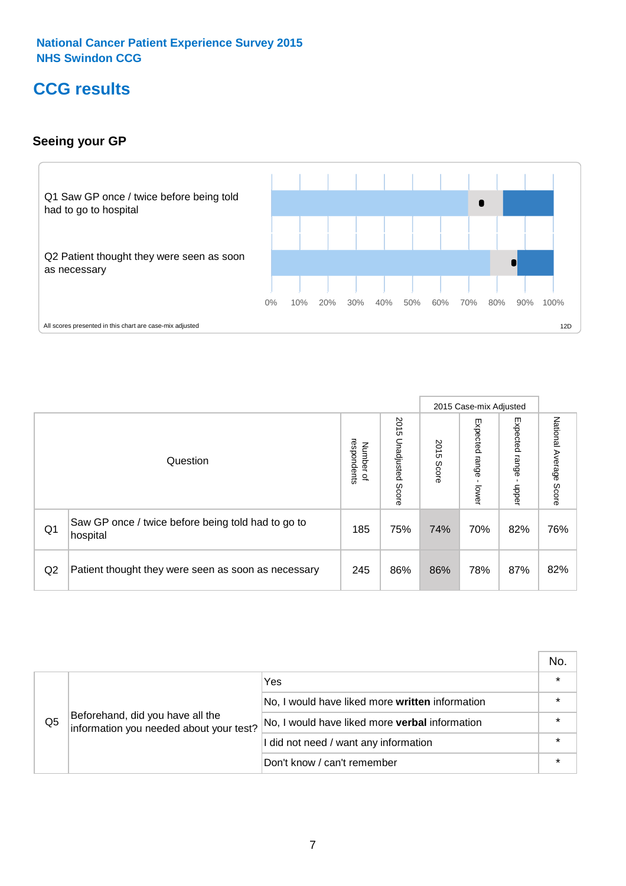National Cancer Patient Experience Survey 2015
NHS Swindon CCG

# CCG results

## Seeing your GP

Q1 Saw GP once / twice before being told had to go to hospital

Q2 Patient thought they were seen as soon as necessary

0% 10% 20% 30% 40% 50% 60% 70% 80% 90% 100%

All scores presented in this chart are case-mix adjusted

12D

| | Question | Number of respondents | 2015 Unadjusted Score | 2015 Case-mix Adjusted: 2015 Score | 2015 Case-mix Adjusted: Expected range - lower | 2015 Case-mix Adjusted: Expected range - upper | National Average Score |
|---|---|---|---|---|---|---|---|
| Q1 | Saw GP once / twice before being told had to go to hospital | 185 | 75% | 74% | 70% | 82% | 76% |
| Q2 | Patient thought they were seen as soon as necessary | 245 | 86% | 86% | 78% | 87% | 82% |

| | | | No. |
|---|---|---|---|
| Q5 | Beforehand, did you have all the information you needed about your test? | Yes | * |
| | | No, I would have liked more **written** information | * |
| | | No, I would have liked more **verbal** information | * |
| | | I did not need / want any information | * |
| | | Don't know / can't remember | * |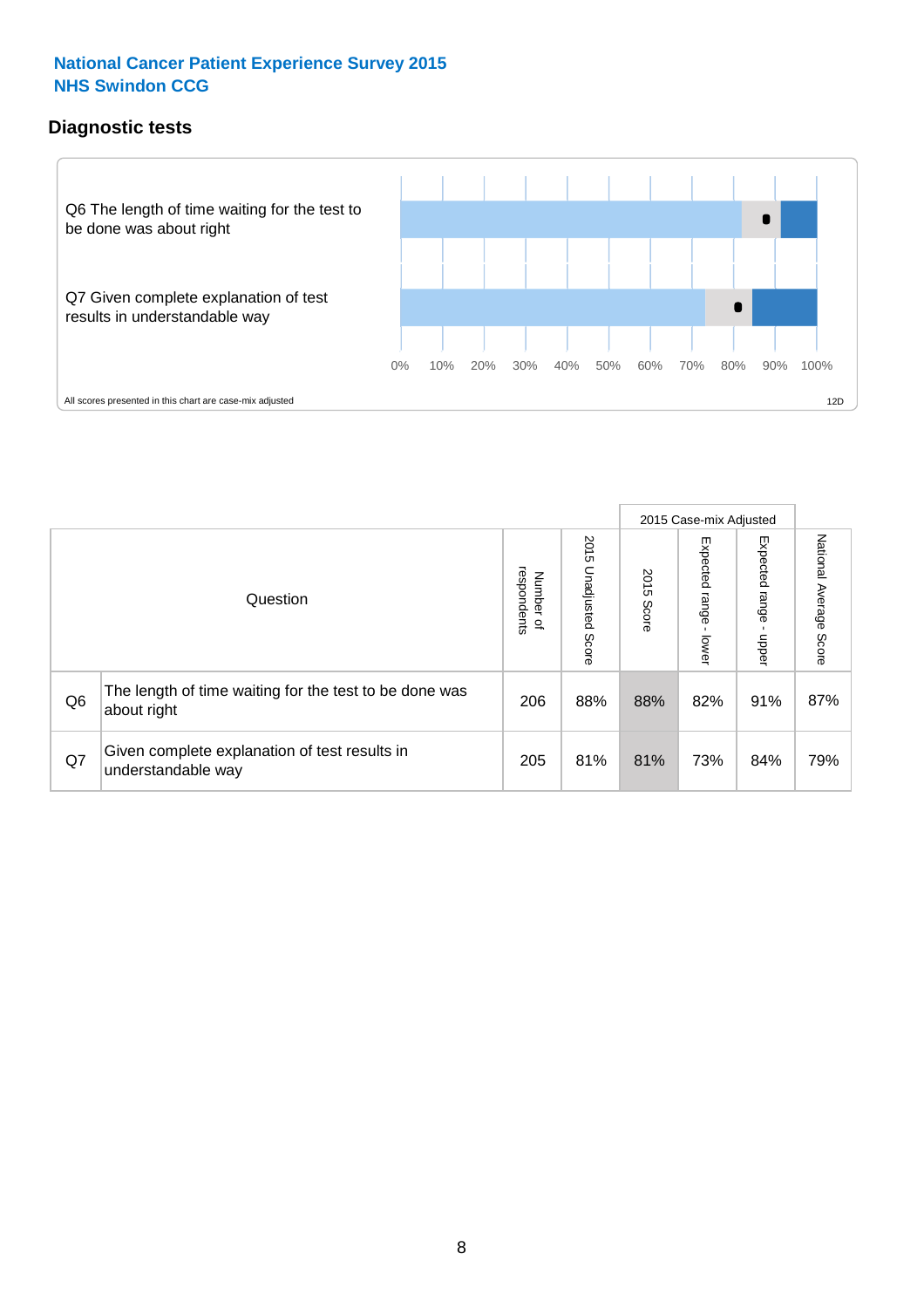**National Cancer Patient Experience Survey 2015**
**NHS Swindon CCG**

## Diagnostic tests

Q6 The length of time waiting for the test to be done was about right

Q7 Given complete explanation of test results in understandable way

0% 10% 20% 30% 40% 50% 60% 70% 80% 90% 100%

All scores presented in this chart are case-mix adjusted

12D

| | Question | Number of respondents | 2015 Unadjusted Score | 2015 Case-mix Adjusted: 2015 Score | 2015 Case-mix Adjusted: Expected range - lower | 2015 Case-mix Adjusted: Expected range - upper | National Average Score |
|---|---|---|---|---|---|---|---|
| Q6 | The length of time waiting for the test to be done was about right | 206 | 88% | 88% | 82% | 91% | 87% |
| Q7 | Given complete explanation of test results in understandable way | 205 | 81% | 81% | 73% | 84% | 79% |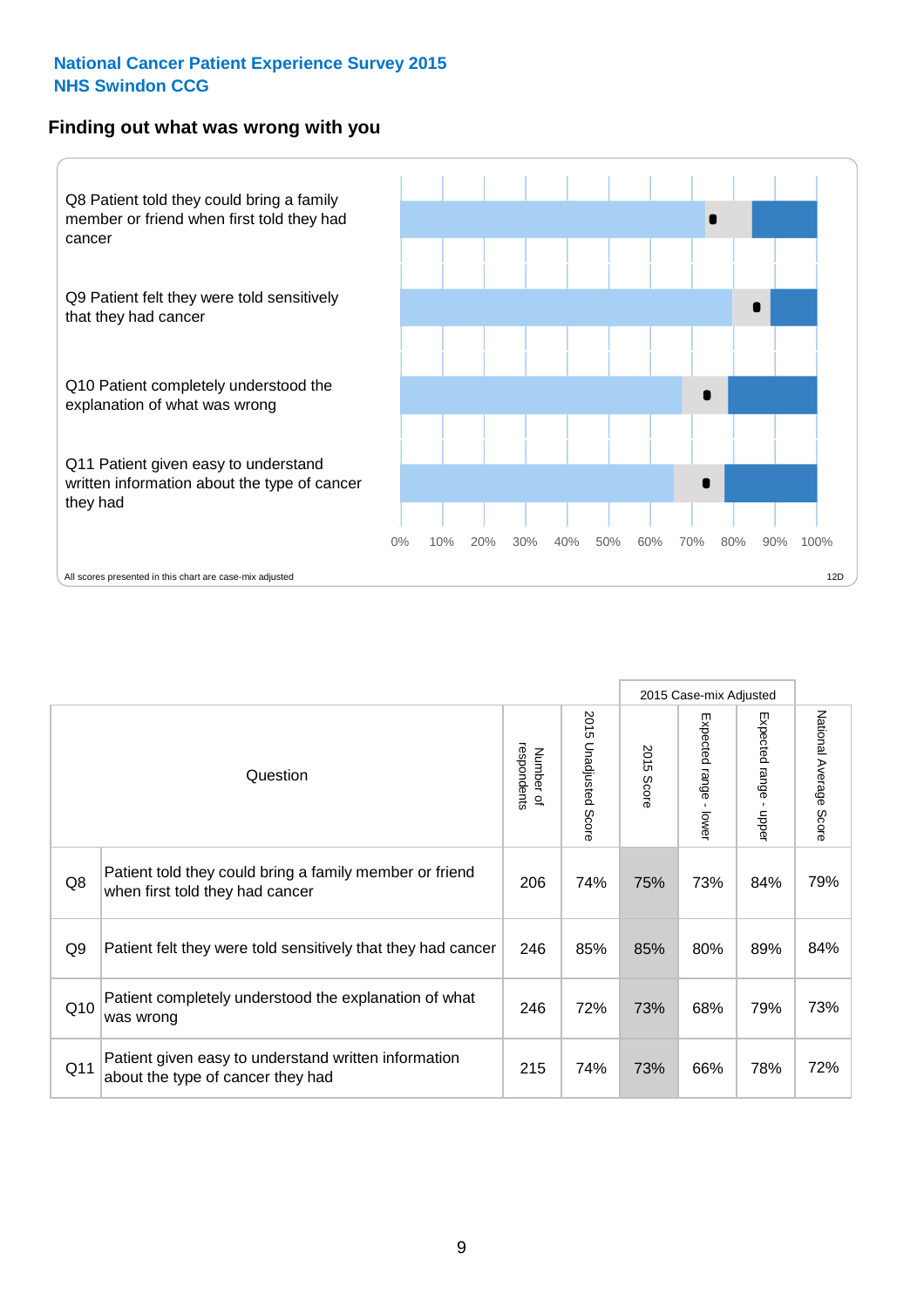**National Cancer Patient Experience Survey 2015**
**NHS Swindon CCG**

## Finding out what was wrong with you

Q8 Patient told they could bring a family member or friend when first told they had cancer

Q9 Patient felt they were told sensitively that they had cancer

Q10 Patient completely understood the explanation of what was wrong

Q11 Patient given easy to understand written information about the type of cancer they had

0% 10% 20% 30% 40% 50% 60% 70% 80% 90% 100%

All scores presented in this chart are case-mix adjusted

12D

| | Question | Number of respondents | 2015 Unadjusted Score | 2015 Case-mix Adjusted: 2015 Score | 2015 Case-mix Adjusted: Expected range - lower | 2015 Case-mix Adjusted: Expected range - upper | National Average Score |
|---|---|---|---|---|---|---|---|
| Q8 | Patient told they could bring a family member or friend when first told they had cancer | 206 | 74% | 75% | 73% | 84% | 79% |
| Q9 | Patient felt they were told sensitively that they had cancer | 246 | 85% | 85% | 80% | 89% | 84% |
| Q10 | Patient completely understood the explanation of what was wrong | 246 | 72% | 73% | 68% | 79% | 73% |
| Q11 | Patient given easy to understand written information about the type of cancer they had | 215 | 74% | 73% | 66% | 78% | 72% |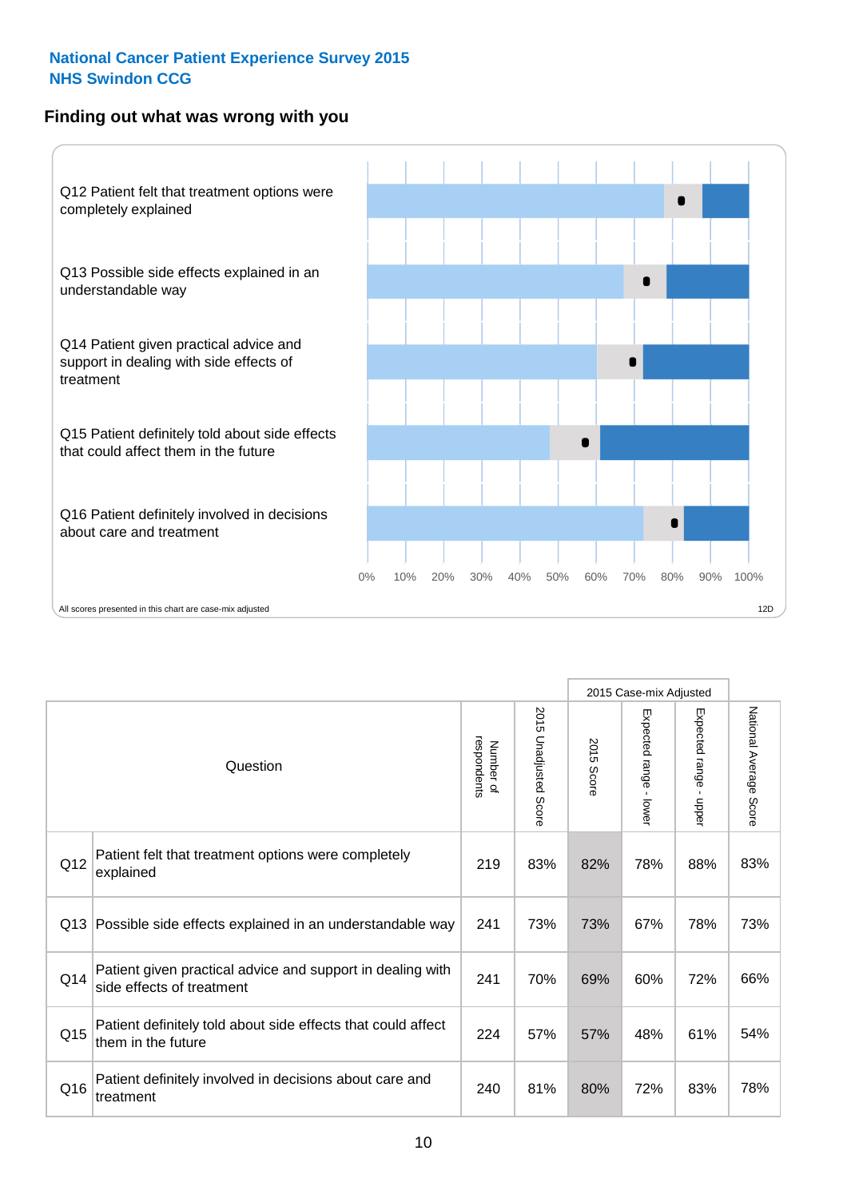National Cancer Patient Experience Survey 2015
NHS Swindon CCG

## Finding out what was wrong with you

Q12 Patient felt that treatment options were completely explained

Q13 Possible side effects explained in an understandable way

Q14 Patient given practical advice and support in dealing with side effects of treatment

Q15 Patient definitely told about side effects that could affect them in the future

Q16 Patient definitely involved in decisions about care and treatment

0% 10% 20% 30% 40% 50% 60% 70% 80% 90% 100%

All scores presented in this chart are case-mix adjusted

12D

| | Question | Number of respondents | 2015 Unadjusted Score | 2015 Case-mix Adjusted: 2015 Score | 2015 Case-mix Adjusted: Expected range - lower | 2015 Case-mix Adjusted: Expected range - upper | National Average Score |
|---|---|---|---|---|---|---|---|
| Q12 | Patient felt that treatment options were completely explained | 219 | 83% | 82% | 78% | 88% | 83% |
| Q13 | Possible side effects explained in an understandable way | 241 | 73% | 73% | 67% | 78% | 73% |
| Q14 | Patient given practical advice and support in dealing with side effects of treatment | 241 | 70% | 69% | 60% | 72% | 66% |
| Q15 | Patient definitely told about side effects that could affect them in the future | 224 | 57% | 57% | 48% | 61% | 54% |
| Q16 | Patient definitely involved in decisions about care and treatment | 240 | 81% | 80% | 72% | 83% | 78% |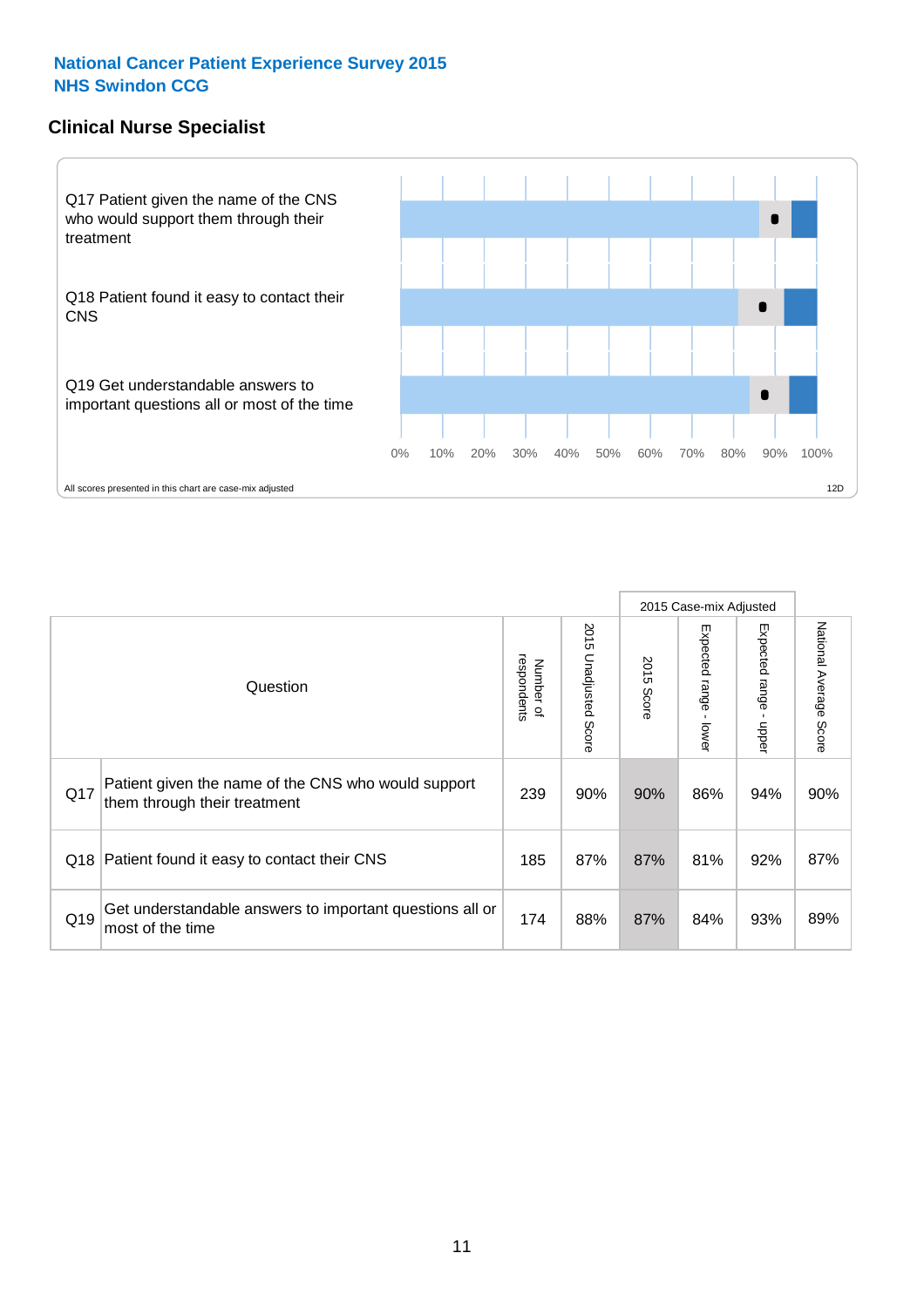**National Cancer Patient Experience Survey 2015**
**NHS Swindon CCG**

## Clinical Nurse Specialist

Q17 Patient given the name of the CNS who would support them through their treatment

Q18 Patient found it easy to contact their CNS

Q19 Get understandable answers to important questions all or most of the time

0% 10% 20% 30% 40% 50% 60% 70% 80% 90% 100%

All scores presented in this chart are case-mix adjusted

12D

| | Question | Number of respondents | 2015 Unadjusted Score | 2015 Case-mix Adjusted: 2015 Score | 2015 Case-mix Adjusted: Expected range - lower | 2015 Case-mix Adjusted: Expected range - upper | National Average Score |
|---|---|---|---|---|---|---|---|
| Q17 | Patient given the name of the CNS who would support them through their treatment | 239 | 90% | 90% | 86% | 94% | 90% |
| Q18 | Patient found it easy to contact their CNS | 185 | 87% | 87% | 81% | 92% | 87% |
| Q19 | Get understandable answers to important questions all or most of the time | 174 | 88% | 87% | 84% | 93% | 89% |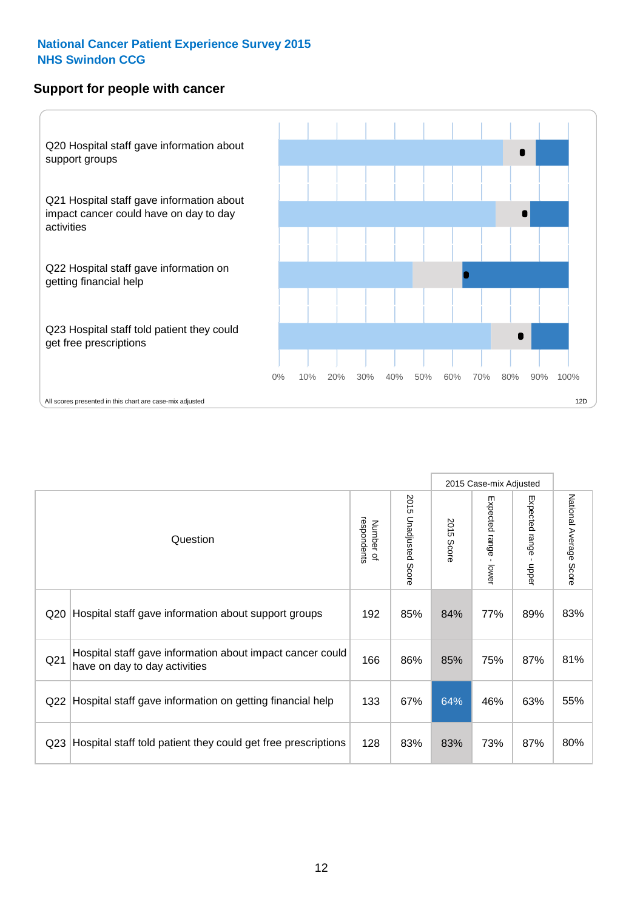**National Cancer Patient Experience Survey 2015**
**NHS Swindon CCG**

## Support for people with cancer

Q20 Hospital staff gave information about support groups

Q21 Hospital staff gave information about impact cancer could have on day to day activities

Q22 Hospital staff gave information on getting financial help

Q23 Hospital staff told patient they could get free prescriptions

0% 10% 20% 30% 40% 50% 60% 70% 80% 90% 100%

All scores presented in this chart are case-mix adjusted

12D

| | Question | Number of respondents | 2015 Unadjusted Score | 2015 Case-mix Adjusted: 2015 Score | 2015 Case-mix Adjusted: Expected range - lower | 2015 Case-mix Adjusted: Expected range - upper | National Average Score |
|---|---|---|---|---|---|---|---|
| Q20 | Hospital staff gave information about support groups | 192 | 85% | 84% | 77% | 89% | 83% |
| Q21 | Hospital staff gave information about impact cancer could have on day to day activities | 166 | 86% | 85% | 75% | 87% | 81% |
| Q22 | Hospital staff gave information on getting financial help | 133 | 67% | 64% | 46% | 63% | 55% |
| Q23 | Hospital staff told patient they could get free prescriptions | 128 | 83% | 83% | 73% | 87% | 80% |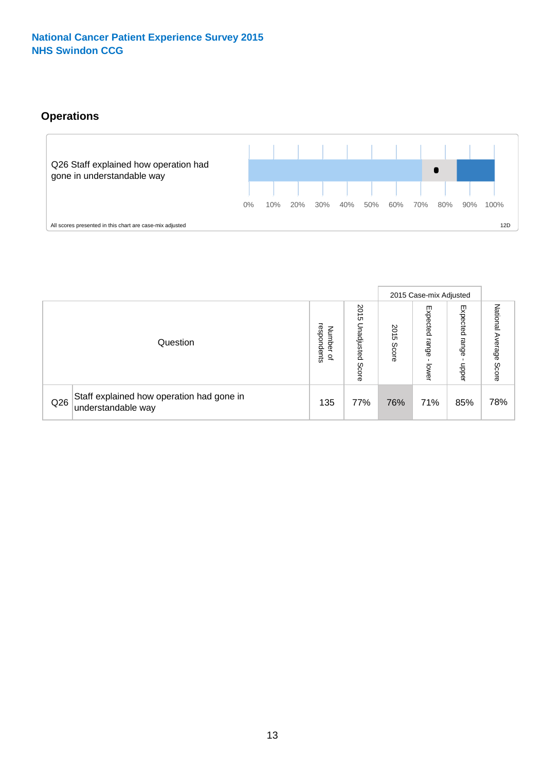National Cancer Patient Experience Survey 2015
NHS Swindon CCG

## Operations

Q26 Staff explained how operation had gone in understandable way

0% 10% 20% 30% 40% 50% 60% 70% 80% 90% 100%

All scores presented in this chart are case-mix adjusted

12D

| Question | | Number of respondents | 2015 Unadjusted Score | 2015 Case-mix Adjusted 2015 Score | 2015 Case-mix Adjusted Expected range - lower | 2015 Case-mix Adjusted Expected range - upper | National Average Score |
|---|---|---|---|---|---|---|---|
| Q26 | Staff explained how operation had gone in understandable way | 135 | 77% | 76% | 71% | 85% | 78% |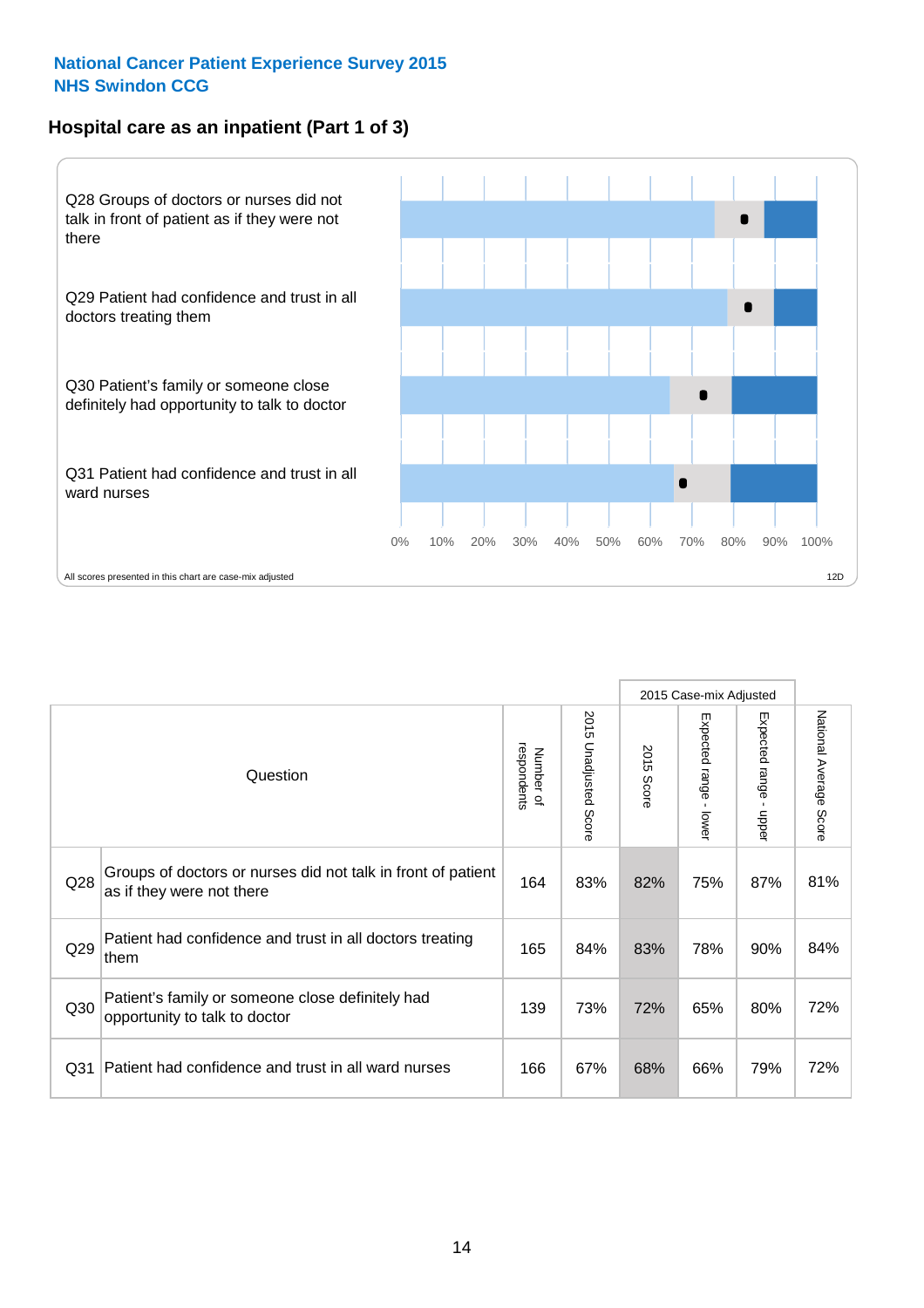National Cancer Patient Experience Survey 2015
NHS Swindon CCG

## Hospital care as an inpatient (Part 1 of 3)

Q28 Groups of doctors or nurses did not talk in front of patient as if they were not there

Q29 Patient had confidence and trust in all doctors treating them

Q30 Patient's family or someone close definitely had opportunity to talk to doctor

Q31 Patient had confidence and trust in all ward nurses

0% 10% 20% 30% 40% 50% 60% 70% 80% 90% 100%

All scores presented in this chart are case-mix adjusted

12D

| | Question | Number of respondents | 2015 Unadjusted Score | 2015 Case-mix Adjusted: 2015 Score | 2015 Case-mix Adjusted: Expected range - lower | 2015 Case-mix Adjusted: Expected range - upper | National Average Score |
|---|---|---|---|---|---|---|---|
| Q28 | Groups of doctors or nurses did not talk in front of patient as if they were not there | 164 | 83% | 82% | 75% | 87% | 81% |
| Q29 | Patient had confidence and trust in all doctors treating them | 165 | 84% | 83% | 78% | 90% | 84% |
| Q30 | Patient's family or someone close definitely had opportunity to talk to doctor | 139 | 73% | 72% | 65% | 80% | 72% |
| Q31 | Patient had confidence and trust in all ward nurses | 166 | 67% | 68% | 66% | 79% | 72% |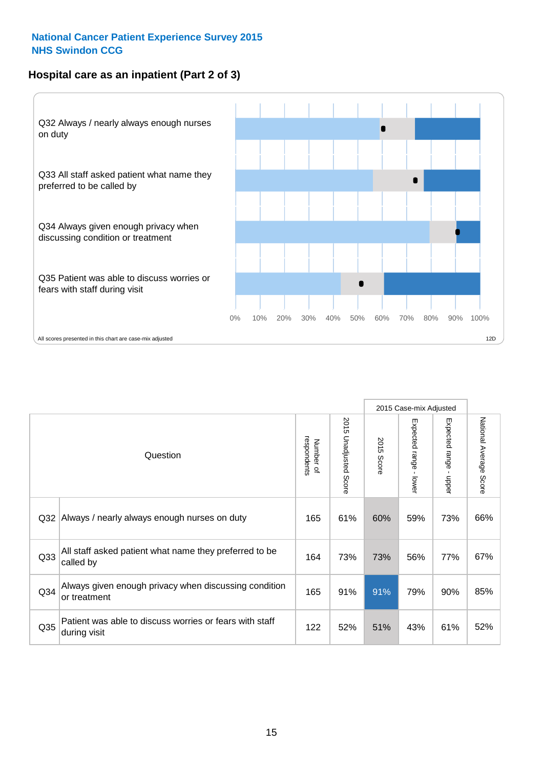National Cancer Patient Experience Survey 2015
NHS Swindon CCG

## Hospital care as an inpatient (Part 2 of 3)

Q32 Always / nearly always enough nurses on duty

Q33 All staff asked patient what name they preferred to be called by

Q34 Always given enough privacy when discussing condition or treatment

Q35 Patient was able to discuss worries or fears with staff during visit

0% 10% 20% 30% 40% 50% 60% 70% 80% 90% 100%

All scores presented in this chart are case-mix adjusted

12D

| | Question | Number of respondents | 2015 Unadjusted Score | 2015 Case-mix Adjusted | | | National Average Score |
|---|---|---|---|---|---|---|---|
| | | | | 2015 Score | Expected range - lower | Expected range - upper | |
| Q32 | Always / nearly always enough nurses on duty | 165 | 61% | 60% | 59% | 73% | 66% |
| Q33 | All staff asked patient what name they preferred to be called by | 164 | 73% | 73% | 56% | 77% | 67% |
| Q34 | Always given enough privacy when discussing condition or treatment | 165 | 91% | 91% | 79% | 90% | 85% |
| Q35 | Patient was able to discuss worries or fears with staff during visit | 122 | 52% | 51% | 43% | 61% | 52% |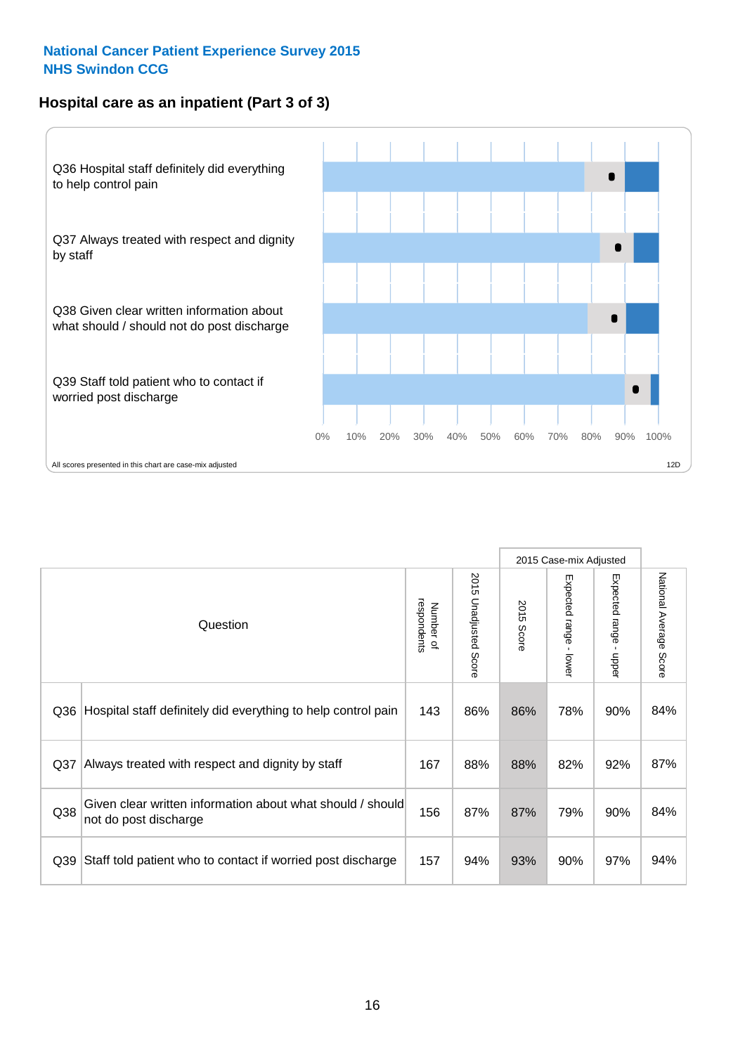National Cancer Patient Experience Survey 2015
NHS Swindon CCG

## Hospital care as an inpatient (Part 3 of 3)

Q36 Hospital staff definitely did everything to help control pain

Q37 Always treated with respect and dignity by staff

Q38 Given clear written information about what should / should not do post discharge

Q39 Staff told patient who to contact if worried post discharge

0% 10% 20% 30% 40% 50% 60% 70% 80% 90% 100%

All scores presented in this chart are case-mix adjusted

12D

| Question | | Number of respondents | 2015 Unadjusted Score | 2015 Case-mix Adjusted | | | National Average Score |
|---|---|---|---|---|---|---|---|
| | | | | 2015 Score | Expected range - lower | Expected range - upper | |
| Q36 | Hospital staff definitely did everything to help control pain | 143 | 86% | 86% | 78% | 90% | 84% |
| Q37 | Always treated with respect and dignity by staff | 167 | 88% | 88% | 82% | 92% | 87% |
| Q38 | Given clear written information about what should / should not do post discharge | 156 | 87% | 87% | 79% | 90% | 84% |
| Q39 | Staff told patient who to contact if worried post discharge | 157 | 94% | 93% | 90% | 97% | 94% |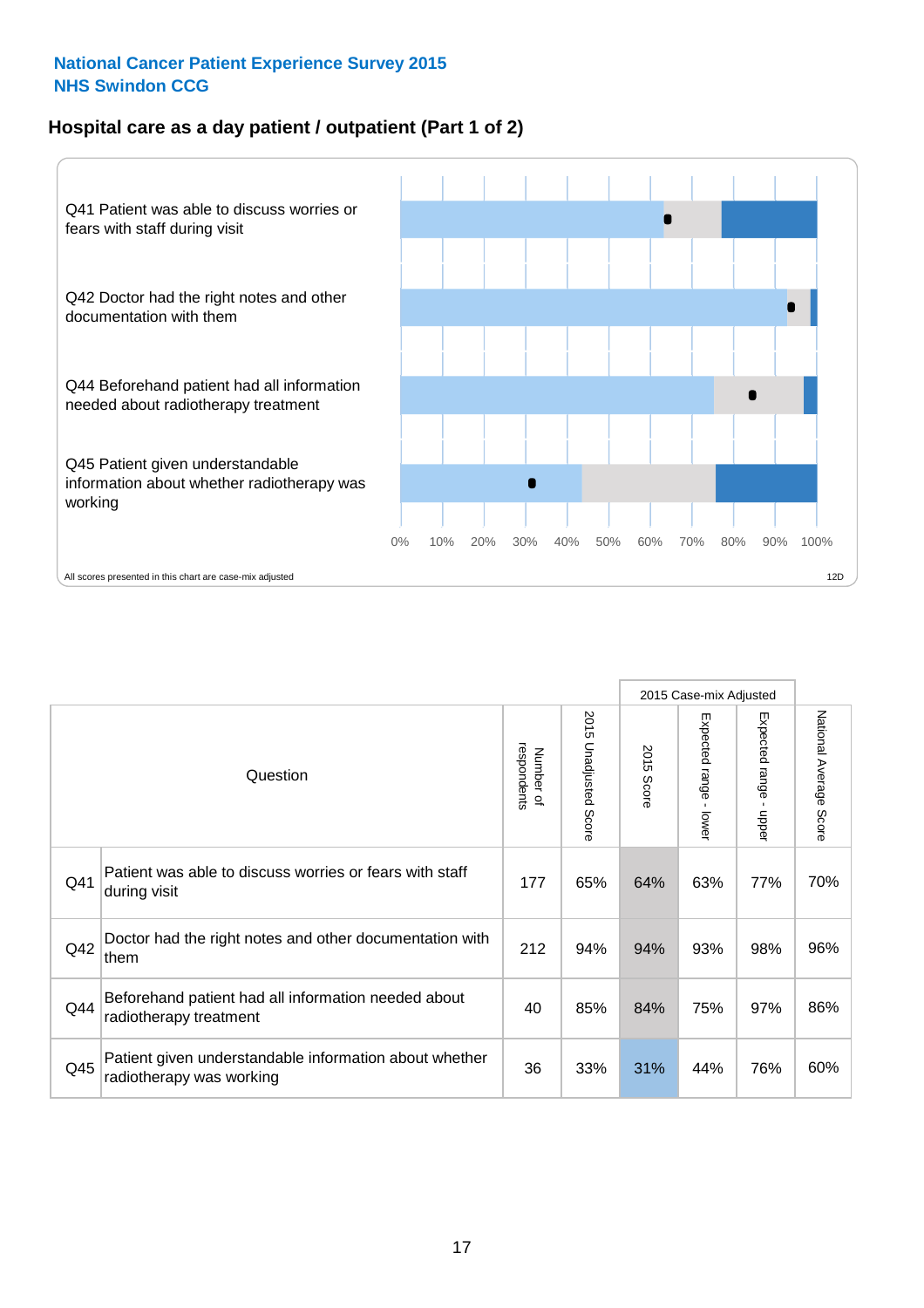**National Cancer Patient Experience Survey 2015**
**NHS Swindon CCG**

## Hospital care as a day patient / outpatient (Part 1 of 2)

Q41 Patient was able to discuss worries or fears with staff during visit

Q42 Doctor had the right notes and other documentation with them

Q44 Beforehand patient had all information needed about radiotherapy treatment

Q45 Patient given understandable information about whether radiotherapy was working

0% 10% 20% 30% 40% 50% 60% 70% 80% 90% 100%

All scores presented in this chart are case-mix adjusted

12D

| | Question | Number of respondents | 2015 Unadjusted Score | 2015 Case-mix Adjusted: 2015 Score | 2015 Case-mix Adjusted: Expected range - lower | 2015 Case-mix Adjusted: Expected range - upper | National Average Score |
|---|---|---|---|---|---|---|---|
| Q41 | Patient was able to discuss worries or fears with staff during visit | 177 | 65% | 64% | 63% | 77% | 70% |
| Q42 | Doctor had the right notes and other documentation with them | 212 | 94% | 94% | 93% | 98% | 96% |
| Q44 | Beforehand patient had all information needed about radiotherapy treatment | 40 | 85% | 84% | 75% | 97% | 86% |
| Q45 | Patient given understandable information about whether radiotherapy was working | 36 | 33% | 31% | 44% | 76% | 60% |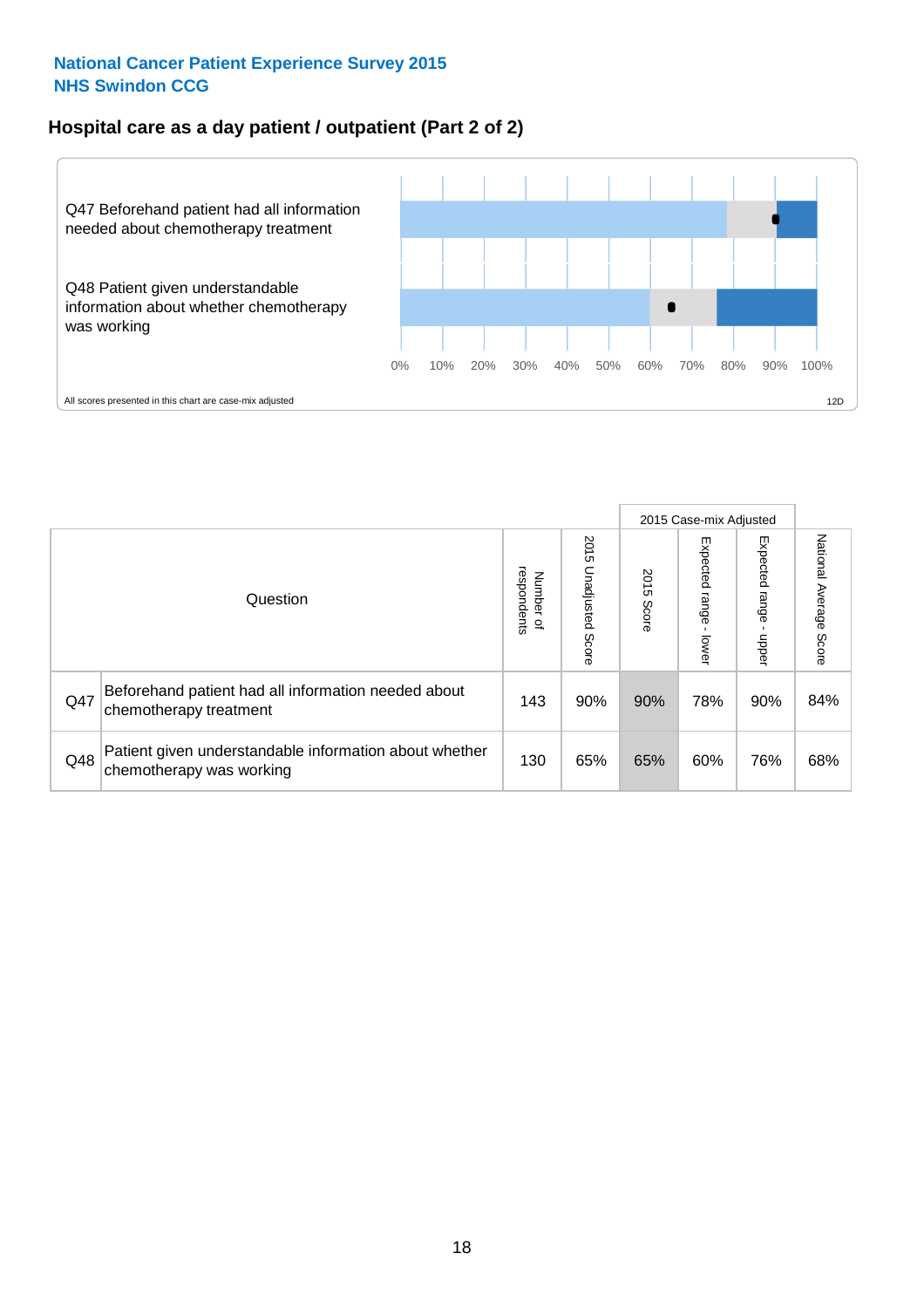# National Cancer Patient Experience Survey 2015
# NHS Swindon CCG

## Hospital care as a day patient / outpatient (Part 2 of 2)

Q47 Beforehand patient had all information needed about chemotherapy treatment

Q48 Patient given understandable information about whether chemotherapy was working

0% 10% 20% 30% 40% 50% 60% 70% 80% 90% 100%

All scores presented in this chart are case-mix adjusted

12D

| | Question | Number of respondents | 2015 Unadjusted Score | 2015 Case-mix Adjusted | | | National Average Score |
|---|---|---|---|---|---|---|---|
| | | | | 2015 Score | Expected range - lower | Expected range - upper | |
| Q47 | Beforehand patient had all information needed about chemotherapy treatment | 143 | 90% | 90% | 78% | 90% | 84% |
| Q48 | Patient given understandable information about whether chemotherapy was working | 130 | 65% | 65% | 60% | 76% | 68% |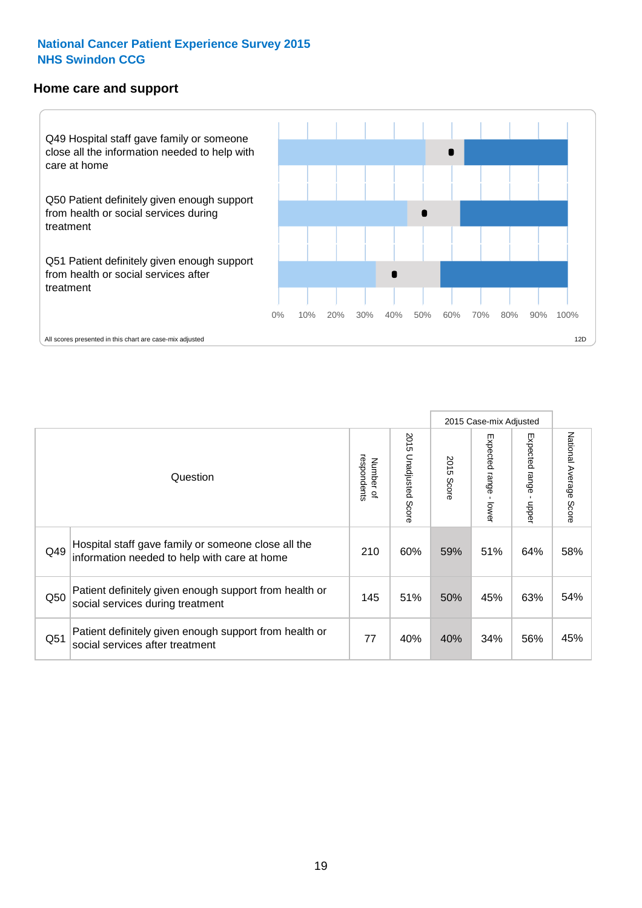National Cancer Patient Experience Survey 2015
NHS Swindon CCG

## Home care and support

Q49 Hospital staff gave family or someone close all the information needed to help with care at home

Q50 Patient definitely given enough support from health or social services during treatment

Q51 Patient definitely given enough support from health or social services after treatment

0% 10% 20% 30% 40% 50% 60% 70% 80% 90% 100%

All scores presented in this chart are case-mix adjusted

12D

| | Question | Number of respondents | 2015 Unadjusted Score | 2015 Case-mix Adjusted 2015 Score | 2015 Case-mix Adjusted Expected range - lower | 2015 Case-mix Adjusted Expected range - upper | National Average Score |
|---|---|---|---|---|---|---|---|
| Q49 | Hospital staff gave family or someone close all the information needed to help with care at home | 210 | 60% | 59% | 51% | 64% | 58% |
| Q50 | Patient definitely given enough support from health or social services during treatment | 145 | 51% | 50% | 45% | 63% | 54% |
| Q51 | Patient definitely given enough support from health or social services after treatment | 77 | 40% | 40% | 34% | 56% | 45% |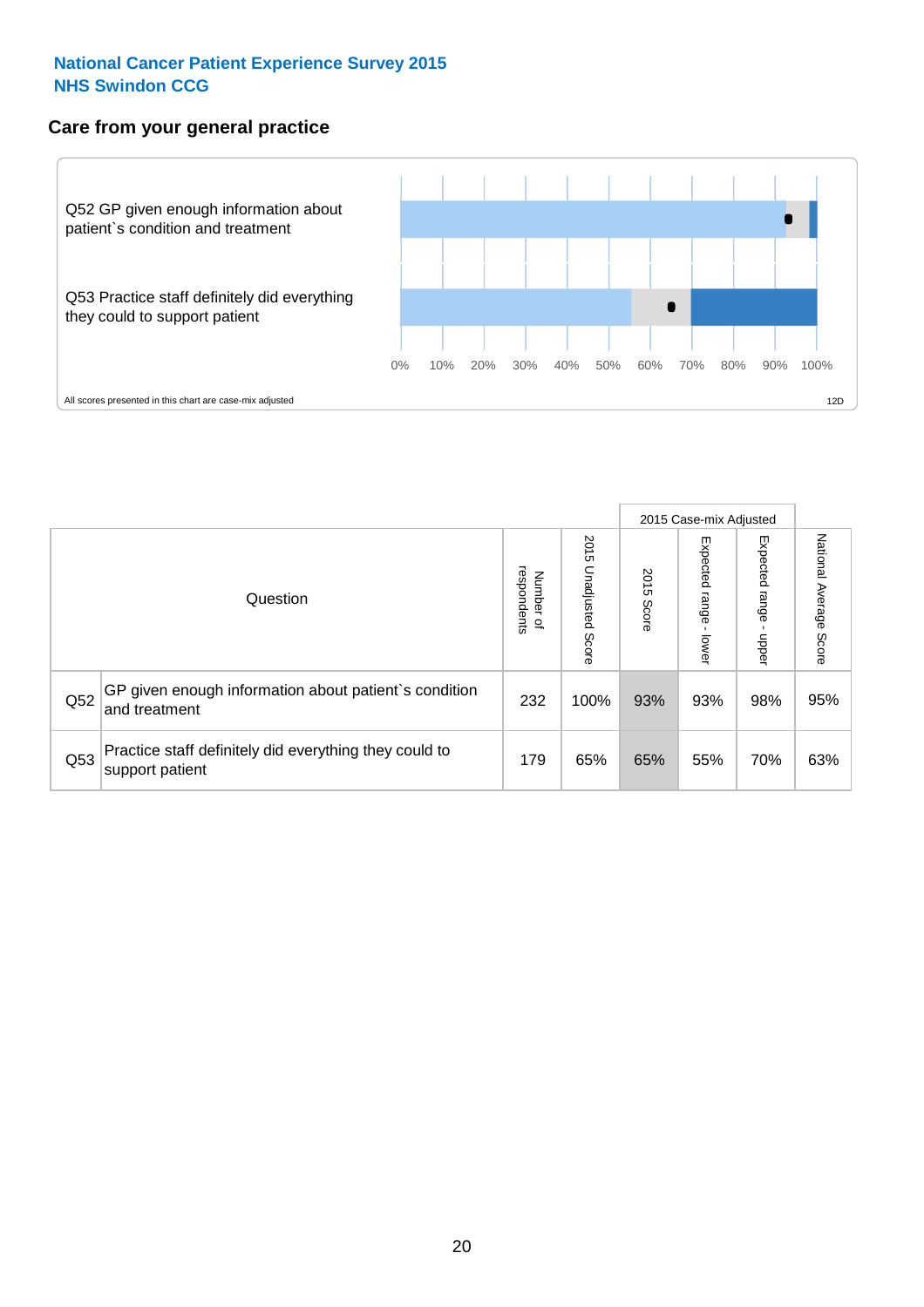**National Cancer Patient Experience Survey 2015**
**NHS Swindon CCG**

## Care from your general practice

Q52 GP given enough information about patient`s condition and treatment

Q53 Practice staff definitely did everything they could to support patient

0% 10% 20% 30% 40% 50% 60% 70% 80% 90% 100%

All scores presented in this chart are case-mix adjusted

12D

| | Question | Number of respondents | 2015 Unadjusted Score | 2015 Case-mix Adjusted: 2015 Score | 2015 Case-mix Adjusted: Expected range - lower | 2015 Case-mix Adjusted: Expected range - upper | National Average Score |
|---|---|---|---|---|---|---|---|
| Q52 | GP given enough information about patient`s condition and treatment | 232 | 100% | 93% | 93% | 98% | 95% |
| Q53 | Practice staff definitely did everything they could to support patient | 179 | 65% | 65% | 55% | 70% | 63% |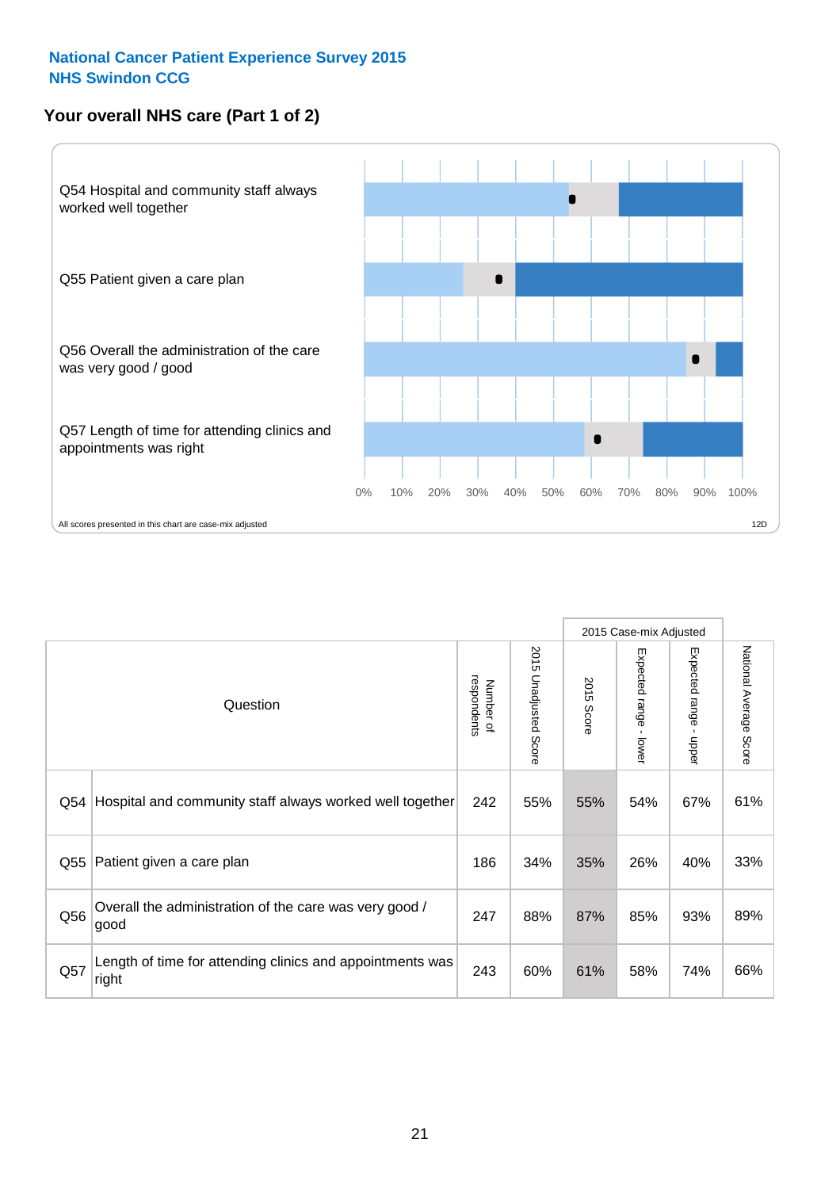National Cancer Patient Experience Survey 2015
NHS Swindon CCG

## Your overall NHS care (Part 1 of 2)

Q54 Hospital and community staff always worked well together

Q55 Patient given a care plan

Q56 Overall the administration of the care was very good / good

Q57 Length of time for attending clinics and appointments was right

0% 10% 20% 30% 40% 50% 60% 70% 80% 90% 100%

All scores presented in this chart are case-mix adjusted

12D

| | Question | Number of respondents | 2015 Unadjusted Score | 2015 Case-mix Adjusted: 2015 Score | 2015 Case-mix Adjusted: Expected range - lower | 2015 Case-mix Adjusted: Expected range - upper | National Average Score |
|---|---|---|---|---|---|---|---|
| Q54 | Hospital and community staff always worked well together | 242 | 55% | 55% | 54% | 67% | 61% |
| Q55 | Patient given a care plan | 186 | 34% | 35% | 26% | 40% | 33% |
| Q56 | Overall the administration of the care was very good / good | 247 | 88% | 87% | 85% | 93% | 89% |
| Q57 | Length of time for attending clinics and appointments was right | 243 | 60% | 61% | 58% | 74% | 66% |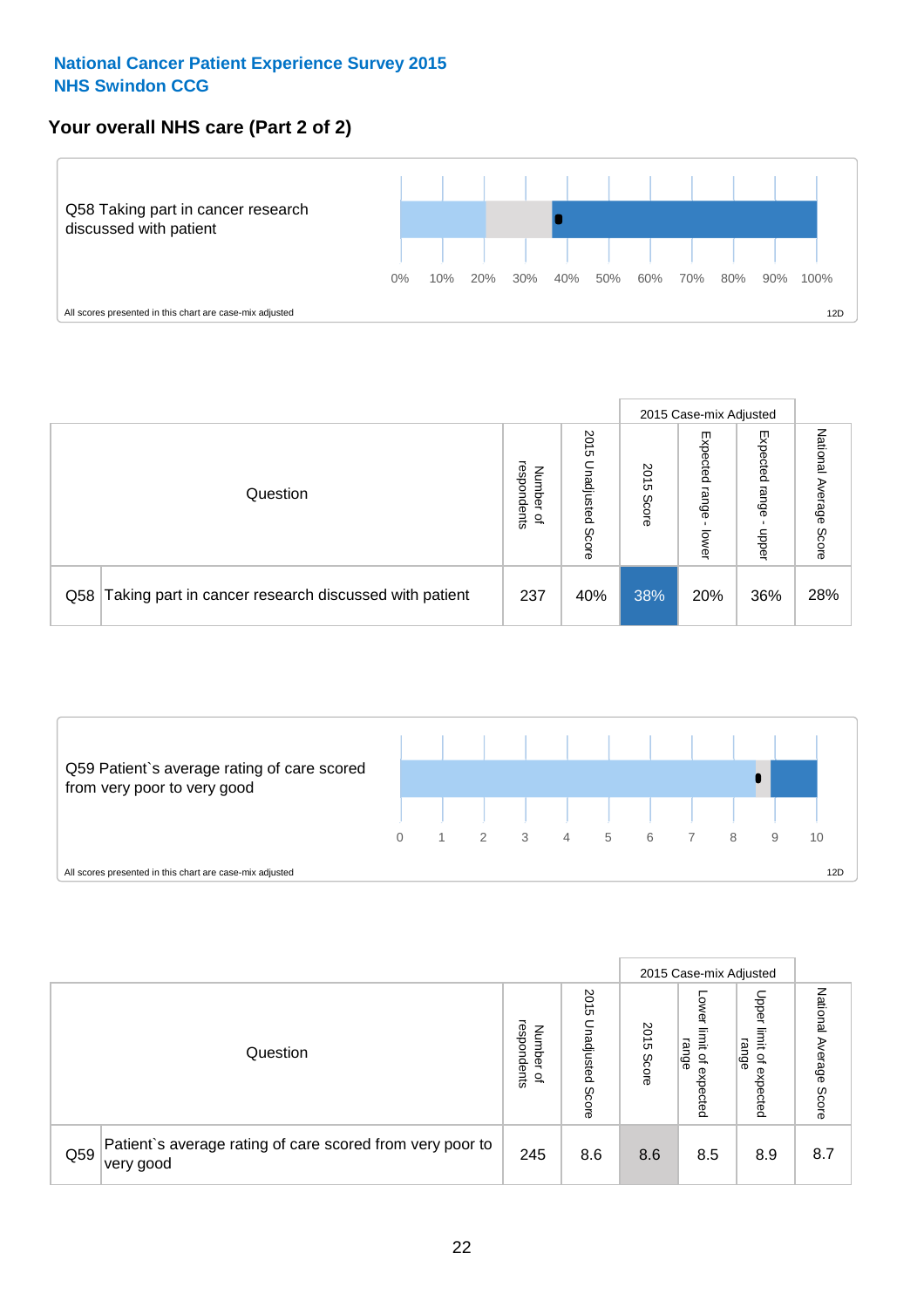**National Cancer Patient Experience Survey 2015**
**NHS Swindon CCG**

## Your overall NHS care (Part 2 of 2)

Q58 Taking part in cancer research discussed with patient

0% 10% 20% 30% 40% 50% 60% 70% 80% 90% 100%

All scores presented in this chart are case-mix adjusted

12D

| | Question | Number of respondents | 2015 Unadjusted Score | 2015 Case-mix Adjusted: 2015 Score | 2015 Case-mix Adjusted: Expected range - lower | 2015 Case-mix Adjusted: Expected range - upper | National Average Score |
|---|---|---|---|---|---|---|---|
| Q58 | Taking part in cancer research discussed with patient | 237 | 40% | 38% | 20% | 36% | 28% |

Q59 Patient`s average rating of care scored from very poor to very good

0 1 2 3 4 5 6 7 8 9 10

All scores presented in this chart are case-mix adjusted

12D

| | Question | Number of respondents | 2015 Unadjusted Score | 2015 Case-mix Adjusted: 2015 Score | 2015 Case-mix Adjusted: Lower limit of expected range | 2015 Case-mix Adjusted: Upper limit of expected range | National Average Score |
|---|---|---|---|---|---|---|---|
| Q59 | Patient`s average rating of care scored from very poor to very good | 245 | 8.6 | 8.6 | 8.5 | 8.9 | 8.7 |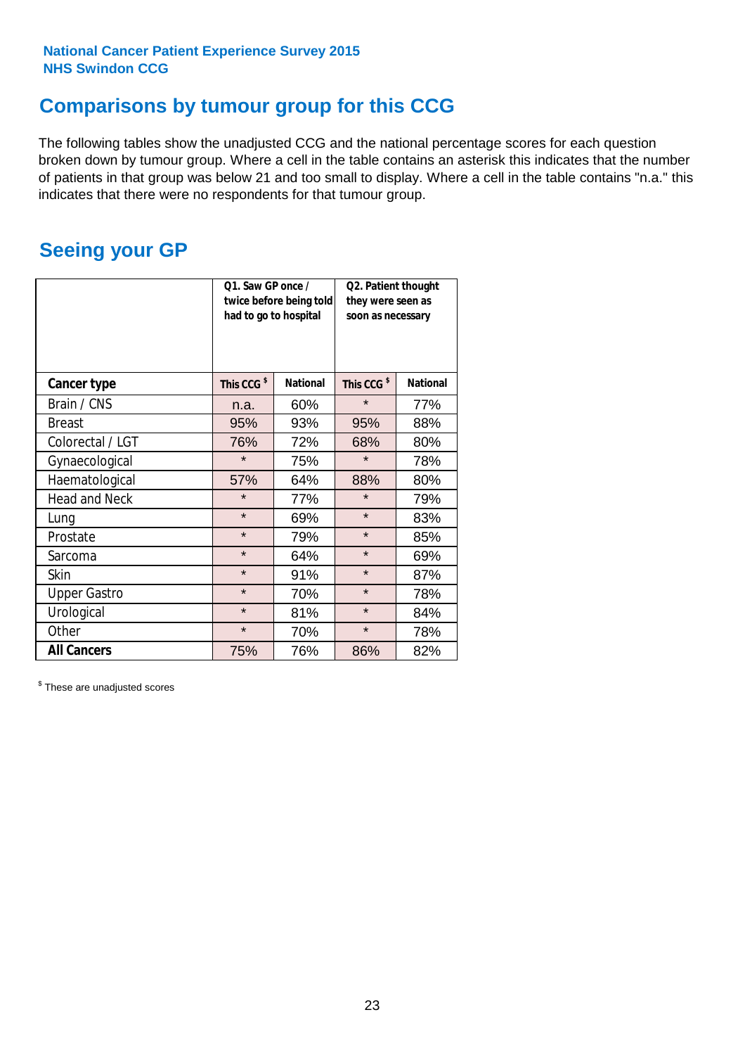National Cancer Patient Experience Survey 2015
NHS Swindon CCG

# Comparisons by tumour group for this CCG

The following tables show the unadjusted CCG and the national percentage scores for each question broken down by tumour group. Where a cell in the table contains an asterisk this indicates that the number of patients in that group was below 21 and too small to display. Where a cell in the table contains "n.a." this indicates that there were no respondents for that tumour group.

## Seeing your GP

| | Q1. Saw GP once / twice before being told had to go to hospital | | Q2. Patient thought they were seen as soon as necessary | |
|---|---|---|---|---|
| **Cancer type** | This CCG $ | National | This CCG $ | National |
| Brain / CNS | n.a. | 60% | * | 77% |
| Breast | 95% | 93% | 95% | 88% |
| Colorectal / LGT | 76% | 72% | 68% | 80% |
| Gynaecological | * | 75% | * | 78% |
| Haematological | 57% | 64% | 88% | 80% |
| Head and Neck | * | 77% | * | 79% |
| Lung | * | 69% | * | 83% |
| Prostate | * | 79% | * | 85% |
| Sarcoma | * | 64% | * | 69% |
| Skin | * | 91% | * | 87% |
| Upper Gastro | * | 70% | * | 78% |
| Urological | * | 81% | * | 84% |
| Other | * | 70% | * | 78% |
| **All Cancers** | 75% | 76% | 86% | 82% |

$ These are unadjusted scores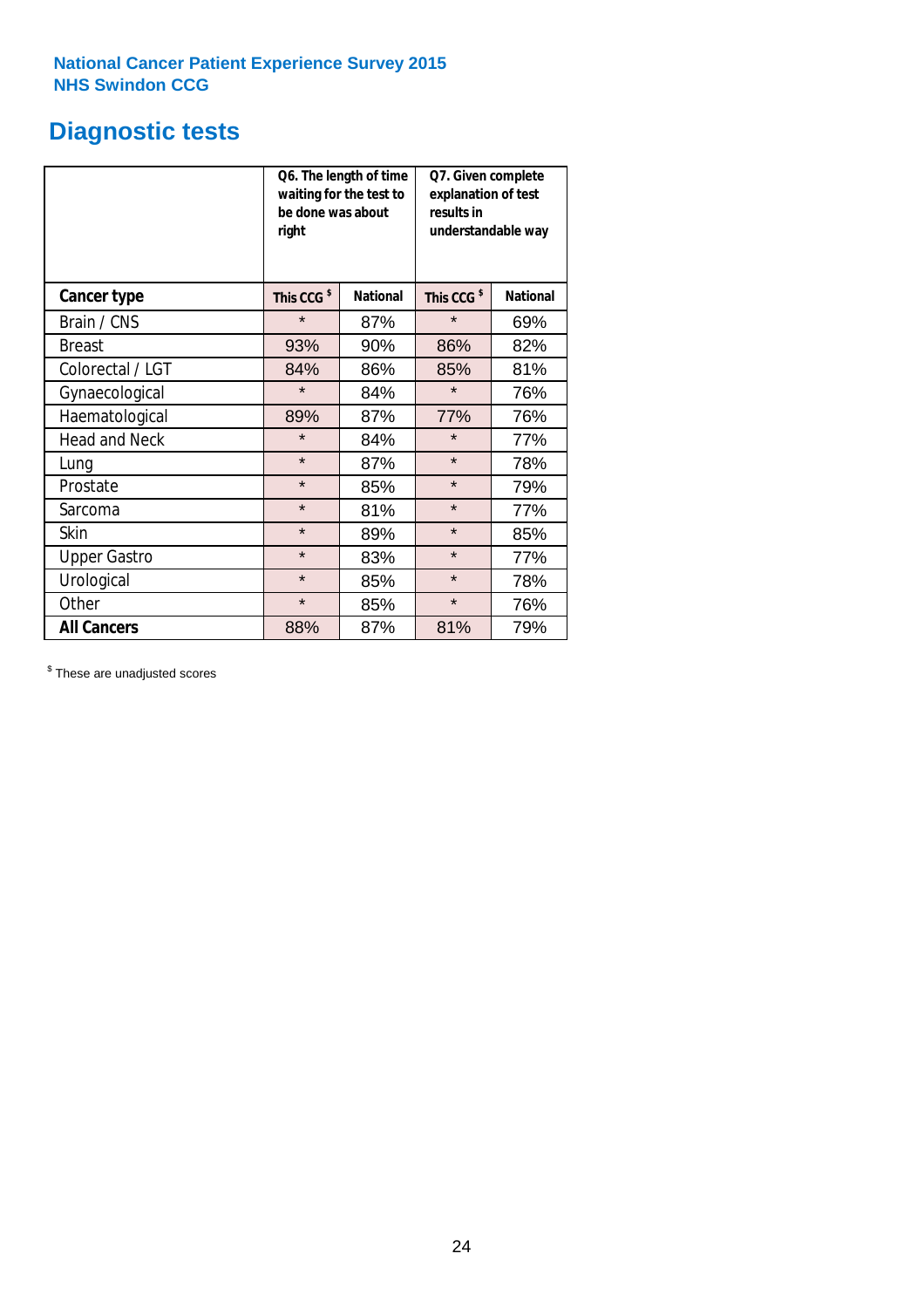National Cancer Patient Experience Survey 2015
NHS Swindon CCG

# Diagnostic tests

| | Q6. The length of time waiting for the test to be done was about right | | Q7. Given complete explanation of test results in understandable way | |
|---|---|---|---|---|
| **Cancer type** | This CCG $ | National | This CCG $ | National |
| Brain / CNS | * | 87% | * | 69% |
| Breast | 93% | 90% | 86% | 82% |
| Colorectal / LGT | 84% | 86% | 85% | 81% |
| Gynaecological | * | 84% | * | 76% |
| Haematological | 89% | 87% | 77% | 76% |
| Head and Neck | * | 84% | * | 77% |
| Lung | * | 87% | * | 78% |
| Prostate | * | 85% | * | 79% |
| Sarcoma | * | 81% | * | 77% |
| Skin | * | 89% | * | 85% |
| Upper Gastro | * | 83% | * | 77% |
| Urological | * | 85% | * | 78% |
| Other | * | 85% | * | 76% |
| **All Cancers** | 88% | 87% | 81% | 79% |

$ These are unadjusted scores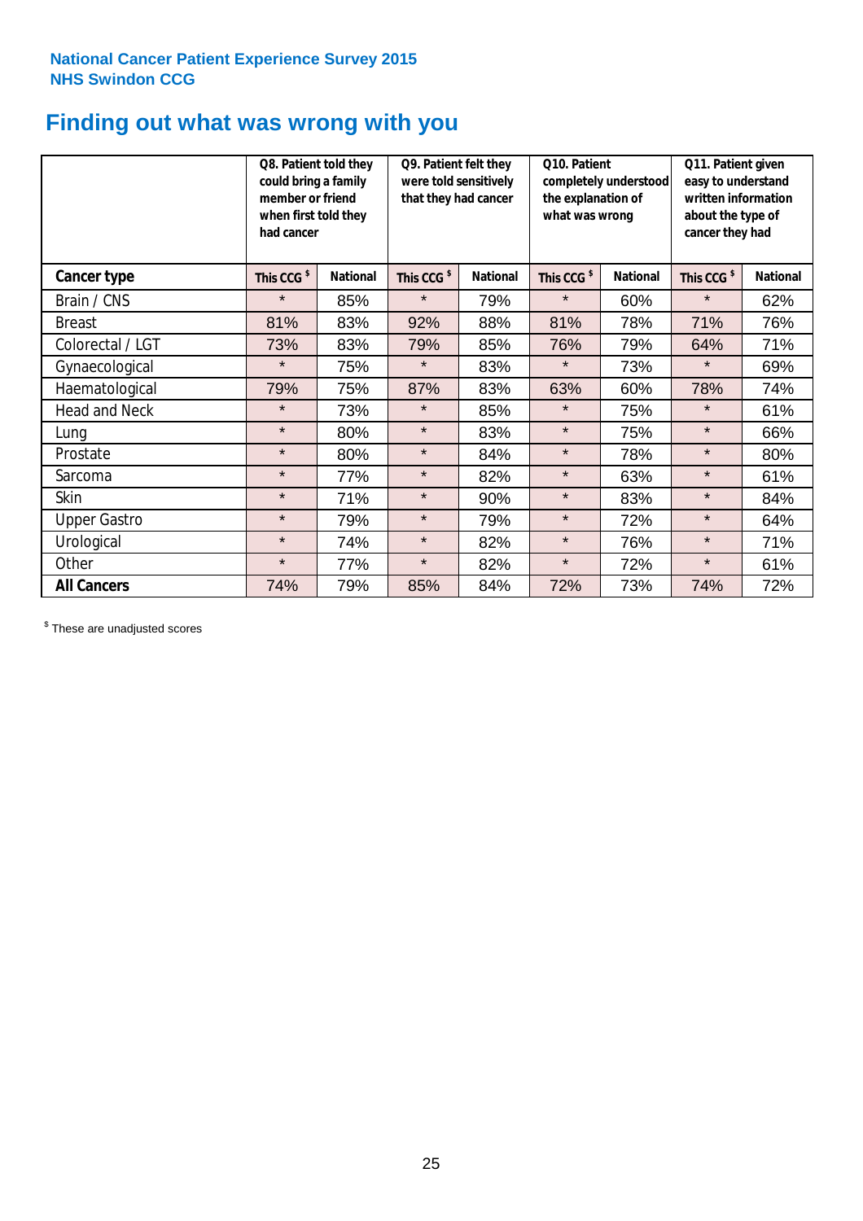**National Cancer Patient Experience Survey 2015**
**NHS Swindon CCG**

# Finding out what was wrong with you

| | Q8. Patient told they could bring a family member or friend when first told they had cancer | | Q9. Patient felt they were told sensitively that they had cancer | | Q10. Patient completely understood the explanation of what was wrong | | Q11. Patient given easy to understand written information about the type of cancer they had | |
|---|---|---|---|---|---|---|---|---|
| **Cancer type** | This CCG $ | National | This CCG $ | National | This CCG $ | National | This CCG $ | National |
| Brain / CNS | * | 85% | * | 79% | * | 60% | * | 62% |
| Breast | 81% | 83% | 92% | 88% | 81% | 78% | 71% | 76% |
| Colorectal / LGT | 73% | 83% | 79% | 85% | 76% | 79% | 64% | 71% |
| Gynaecological | * | 75% | * | 83% | * | 73% | * | 69% |
| Haematological | 79% | 75% | 87% | 83% | 63% | 60% | 78% | 74% |
| Head and Neck | * | 73% | * | 85% | * | 75% | * | 61% |
| Lung | * | 80% | * | 83% | * | 75% | * | 66% |
| Prostate | * | 80% | * | 84% | * | 78% | * | 80% |
| Sarcoma | * | 77% | * | 82% | * | 63% | * | 61% |
| Skin | * | 71% | * | 90% | * | 83% | * | 84% |
| Upper Gastro | * | 79% | * | 79% | * | 72% | * | 64% |
| Urological | * | 74% | * | 82% | * | 76% | * | 71% |
| Other | * | 77% | * | 82% | * | 72% | * | 61% |
| **All Cancers** | 74% | 79% | 85% | 84% | 72% | 73% | 74% | 72% |

$ These are unadjusted scores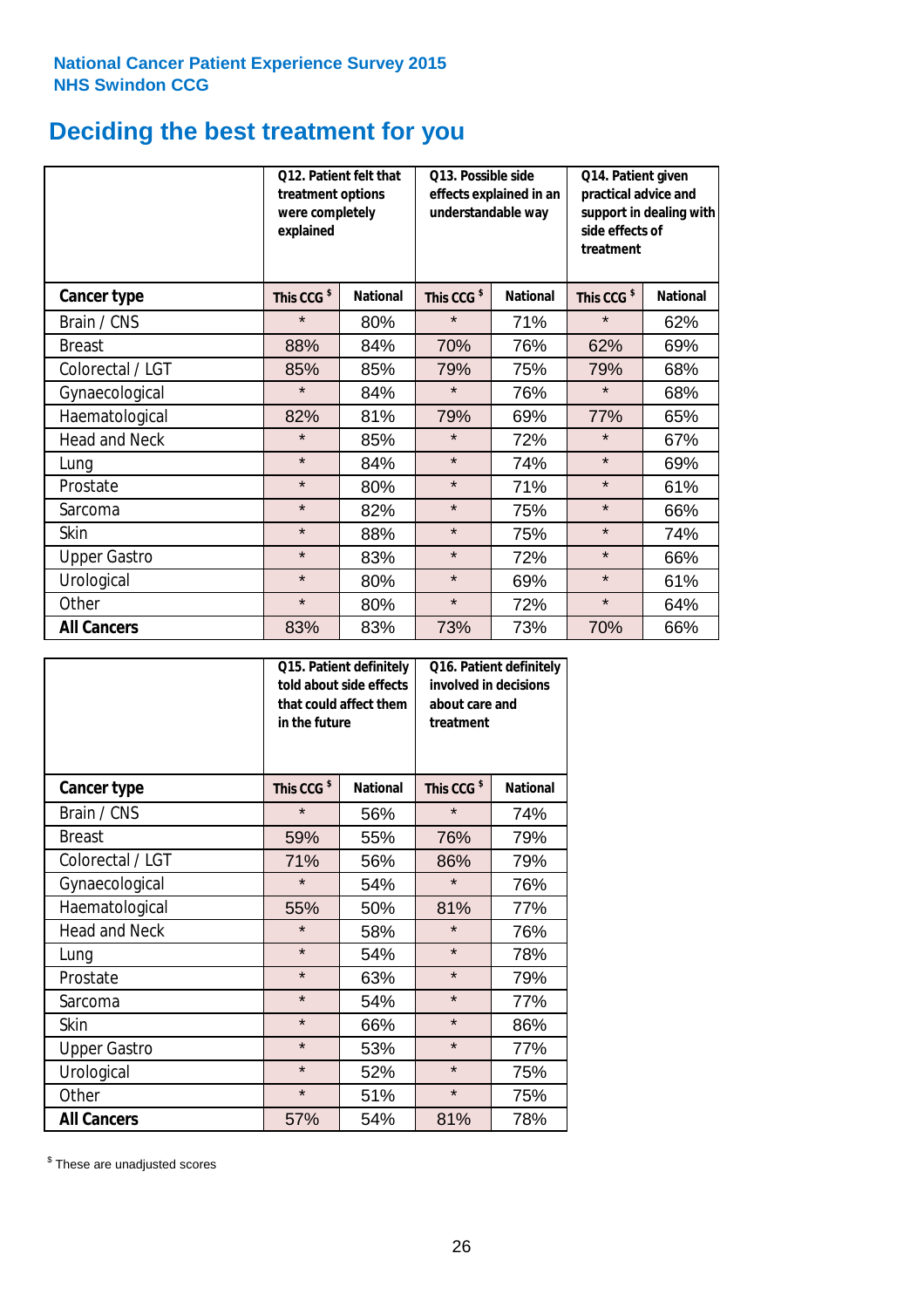National Cancer Patient Experience Survey 2015
NHS Swindon CCG

# Deciding the best treatment for you

| | Q12. Patient felt that treatment options were completely explained | | Q13. Possible side effects explained in an understandable way | | Q14. Patient given practical advice and support in dealing with side effects of treatment | |
|---|---|---|---|---|---|---|
| **Cancer type** | **This CCG $** | **National** | **This CCG $** | **National** | **This CCG $** | **National** |
| Brain / CNS | * | 80% | * | 71% | * | 62% |
| Breast | 88% | 84% | 70% | 76% | 62% | 69% |
| Colorectal / LGT | 85% | 85% | 79% | 75% | 79% | 68% |
| Gynaecological | * | 84% | * | 76% | * | 68% |
| Haematological | 82% | 81% | 79% | 69% | 77% | 65% |
| Head and Neck | * | 85% | * | 72% | * | 67% |
| Lung | * | 84% | * | 74% | * | 69% |
| Prostate | * | 80% | * | 71% | * | 61% |
| Sarcoma | * | 82% | * | 75% | * | 66% |
| Skin | * | 88% | * | 75% | * | 74% |
| Upper Gastro | * | 83% | * | 72% | * | 66% |
| Urological | * | 80% | * | 69% | * | 61% |
| Other | * | 80% | * | 72% | * | 64% |
| **All Cancers** | 83% | 83% | 73% | 73% | 70% | 66% |

| | Q15. Patient definitely told about side effects that could affect them in the future | | Q16. Patient definitely involved in decisions about care and treatment | |
|---|---|---|---|---|
| **Cancer type** | **This CCG $** | **National** | **This CCG $** | **National** |
| Brain / CNS | * | 56% | * | 74% |
| Breast | 59% | 55% | 76% | 79% |
| Colorectal / LGT | 71% | 56% | 86% | 79% |
| Gynaecological | * | 54% | * | 76% |
| Haematological | 55% | 50% | 81% | 77% |
| Head and Neck | * | 58% | * | 76% |
| Lung | * | 54% | * | 78% |
| Prostate | * | 63% | * | 79% |
| Sarcoma | * | 54% | * | 77% |
| Skin | * | 66% | * | 86% |
| Upper Gastro | * | 53% | * | 77% |
| Urological | * | 52% | * | 75% |
| Other | * | 51% | * | 75% |
| **All Cancers** | 57% | 54% | 81% | 78% |

$ These are unadjusted scores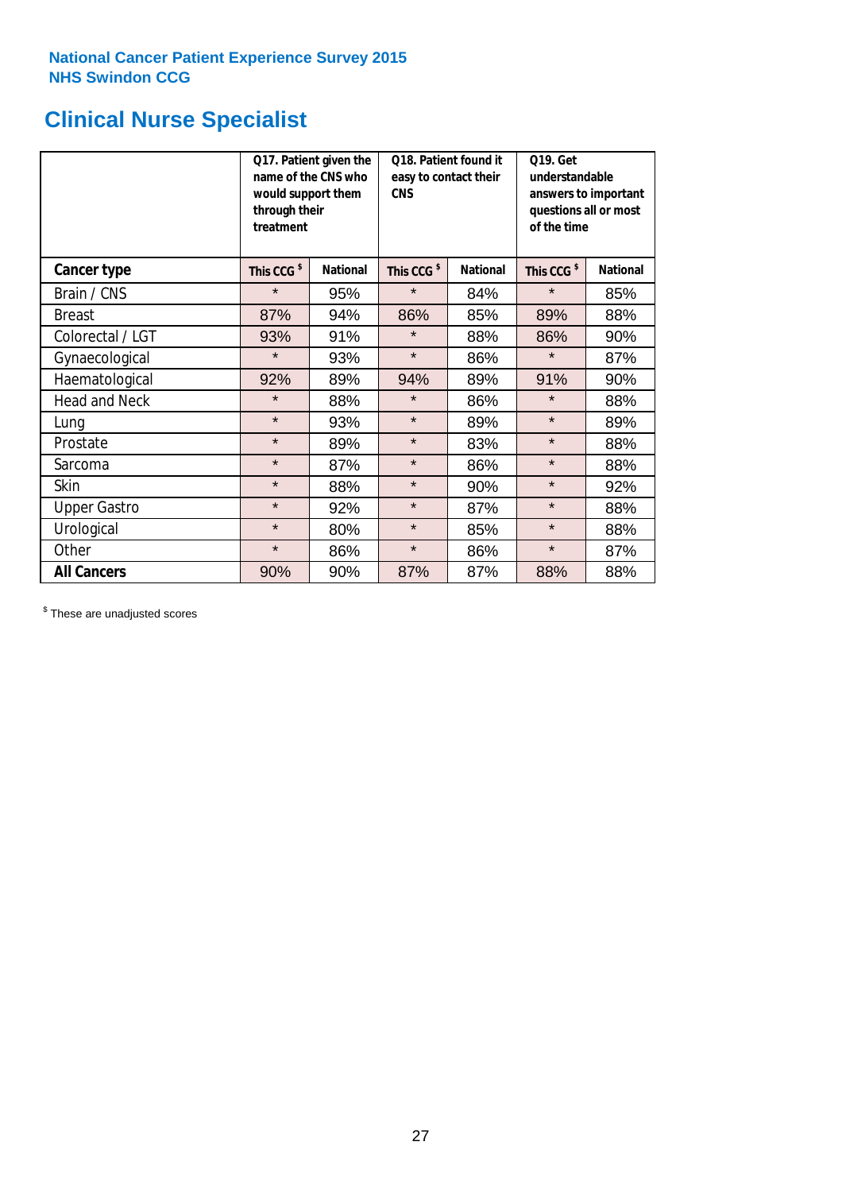National Cancer Patient Experience Survey 2015
NHS Swindon CCG

## Clinical Nurse Specialist

| | Q17. Patient given the name of the CNS who would support them through their treatment | | Q18. Patient found it easy to contact their CNS | | Q19. Get understandable answers to important questions all or most of the time | |
|---|---|---|---|---|---|---|
| **Cancer type** | This CCG [$] | National | This CCG [$] | National | This CCG [$] | National |
| Brain / CNS | * | 95% | * | 84% | * | 85% |
| Breast | 87% | 94% | 86% | 85% | 89% | 88% |
| Colorectal / LGT | 93% | 91% | * | 88% | 86% | 90% |
| Gynaecological | * | 93% | * | 86% | * | 87% |
| Haematological | 92% | 89% | 94% | 89% | 91% | 90% |
| Head and Neck | * | 88% | * | 86% | * | 88% |
| Lung | * | 93% | * | 89% | * | 89% |
| Prostate | * | 89% | * | 83% | * | 88% |
| Sarcoma | * | 87% | * | 86% | * | 88% |
| Skin | * | 88% | * | 90% | * | 92% |
| Upper Gastro | * | 92% | * | 87% | * | 88% |
| Urological | * | 80% | * | 85% | * | 88% |
| Other | * | 86% | * | 86% | * | 87% |
| **All Cancers** | 90% | 90% | 87% | 87% | 88% | 88% |

[$] These are unadjusted scores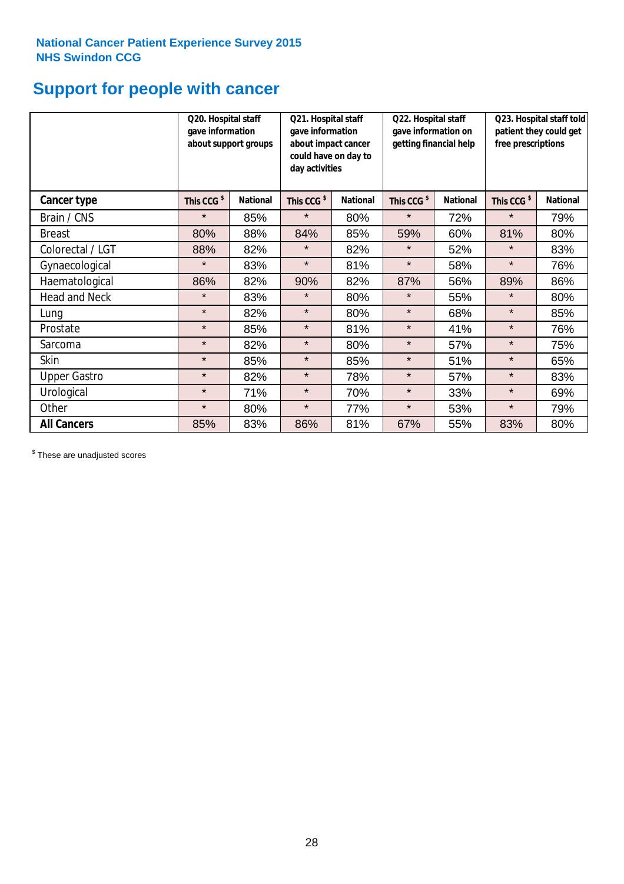**National Cancer Patient Experience Survey 2015**
**NHS Swindon CCG**

# Support for people with cancer

| | Q20. Hospital staff gave information about support groups | | Q21. Hospital staff gave information about impact cancer could have on day to day activities | | Q22. Hospital staff gave information on getting financial help | | Q23. Hospital staff told patient they could get free prescriptions | |
|---|---|---|---|---|---|---|---|---|
| **Cancer type** | **This CCG $** | **National** | **This CCG $** | **National** | **This CCG $** | **National** | **This CCG $** | **National** |
| Brain / CNS | * | 85% | * | 80% | * | 72% | * | 79% |
| Breast | 80% | 88% | 84% | 85% | 59% | 60% | 81% | 80% |
| Colorectal / LGT | 88% | 82% | * | 82% | * | 52% | * | 83% |
| Gynaecological | * | 83% | * | 81% | * | 58% | * | 76% |
| Haematological | 86% | 82% | 90% | 82% | 87% | 56% | 89% | 86% |
| Head and Neck | * | 83% | * | 80% | * | 55% | * | 80% |
| Lung | * | 82% | * | 80% | * | 68% | * | 85% |
| Prostate | * | 85% | * | 81% | * | 41% | * | 76% |
| Sarcoma | * | 82% | * | 80% | * | 57% | * | 75% |
| Skin | * | 85% | * | 85% | * | 51% | * | 65% |
| Upper Gastro | * | 82% | * | 78% | * | 57% | * | 83% |
| Urological | * | 71% | * | 70% | * | 33% | * | 69% |
| Other | * | 80% | * | 77% | * | 53% | * | 79% |
| **All Cancers** | 85% | 83% | 86% | 81% | 67% | 55% | 83% | 80% |

$ These are unadjusted scores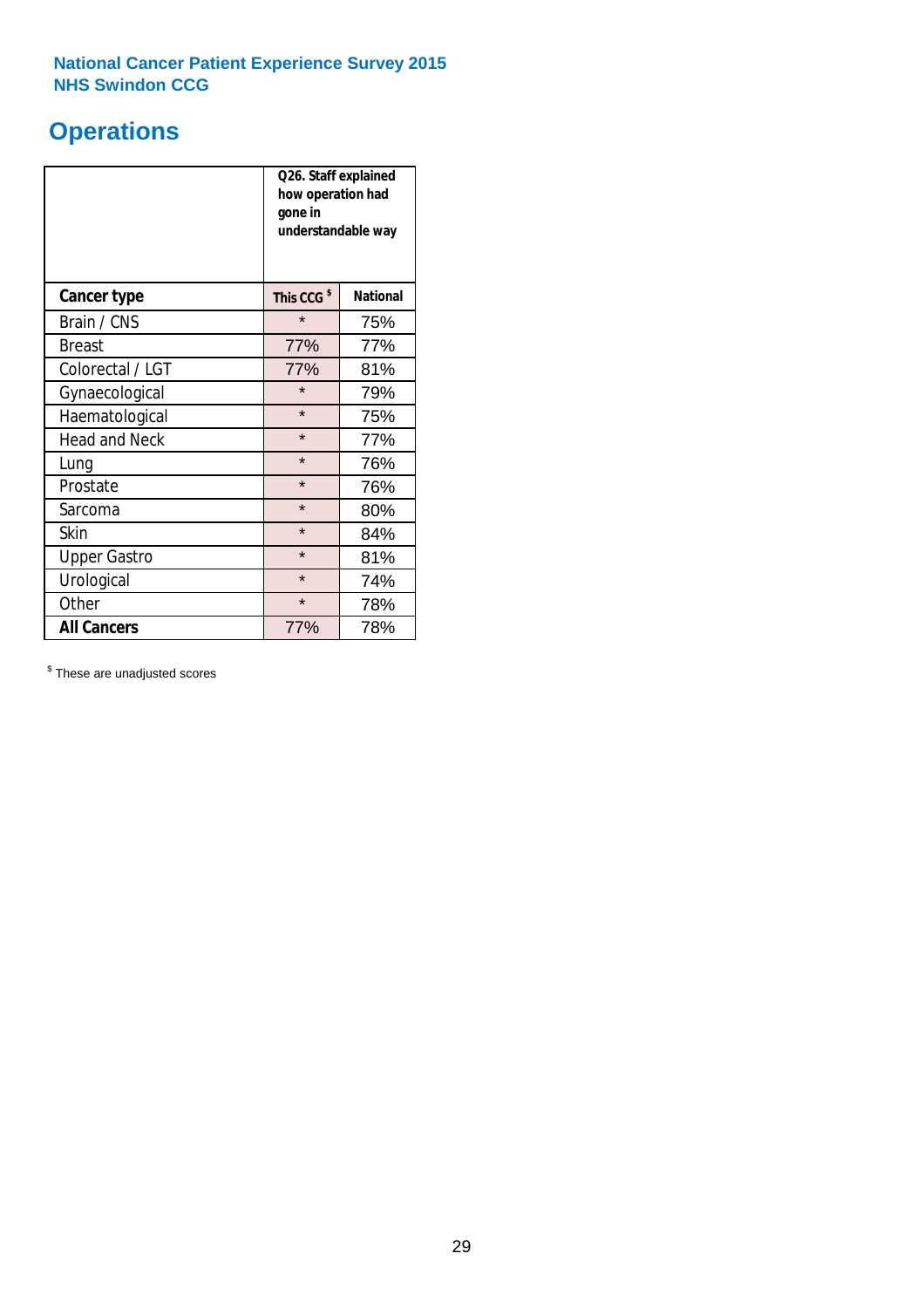**National Cancer Patient Experience Survey 2015**
**NHS Swindon CCG**

# Operations

| | Q26. Staff explained how operation had gone in understandable way | |
|---|---|---|
| **Cancer type** | **This CCG** [$] | **National** |
| Brain / CNS | * | 75% |
| Breast | 77% | 77% |
| Colorectal / LGT | 77% | 81% |
| Gynaecological | * | 79% |
| Haematological | * | 75% |
| Head and Neck | * | 77% |
| Lung | * | 76% |
| Prostate | * | 76% |
| Sarcoma | * | 80% |
| Skin | * | 84% |
| Upper Gastro | * | 81% |
| Urological | * | 74% |
| Other | * | 78% |
| **All Cancers** | 77% | 78% |

[$] These are unadjusted scores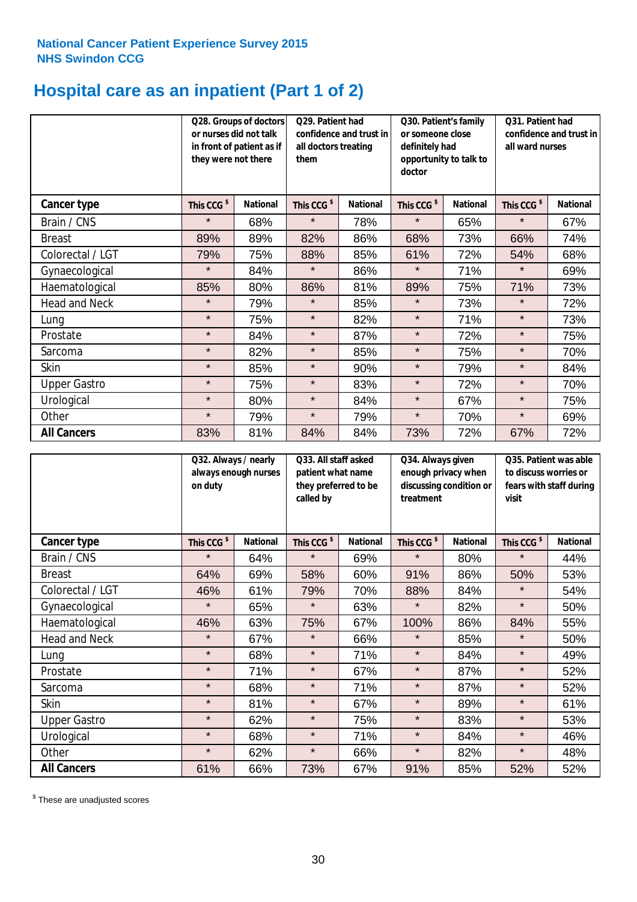National Cancer Patient Experience Survey 2015
NHS Swindon CCG

# Hospital care as an inpatient (Part 1 of 2)

| | Q28. Groups of doctors or nurses did not talk in front of patient as if they were not there | | Q29. Patient had confidence and trust in all doctors treating them | | Q30. Patient's family or someone close definitely had opportunity to talk to doctor | | Q31. Patient had confidence and trust in all ward nurses | |
|---|---|---|---|---|---|---|---|---|
| **Cancer type** | This CCG $ | National | This CCG $ | National | This CCG $ | National | This CCG $ | National |
| Brain / CNS | * | 68% | * | 78% | * | 65% | * | 67% |
| Breast | 89% | 89% | 82% | 86% | 68% | 73% | 66% | 74% |
| Colorectal / LGT | 79% | 75% | 88% | 85% | 61% | 72% | 54% | 68% |
| Gynaecological | * | 84% | * | 86% | * | 71% | * | 69% |
| Haematological | 85% | 80% | 86% | 81% | 89% | 75% | 71% | 73% |
| Head and Neck | * | 79% | * | 85% | * | 73% | * | 72% |
| Lung | * | 75% | * | 82% | * | 71% | * | 73% |
| Prostate | * | 84% | * | 87% | * | 72% | * | 75% |
| Sarcoma | * | 82% | * | 85% | * | 75% | * | 70% |
| Skin | * | 85% | * | 90% | * | 79% | * | 84% |
| Upper Gastro | * | 75% | * | 83% | * | 72% | * | 70% |
| Urological | * | 80% | * | 84% | * | 67% | * | 75% |
| Other | * | 79% | * | 79% | * | 70% | * | 69% |
| **All Cancers** | 83% | 81% | 84% | 84% | 73% | 72% | 67% | 72% |

| | Q32. Always / nearly always enough nurses on duty | | Q33. All staff asked patient what name they preferred to be called by | | Q34. Always given enough privacy when discussing condition or treatment | | Q35. Patient was able to discuss worries or fears with staff during visit | |
|---|---|---|---|---|---|---|---|---|
| **Cancer type** | This CCG $ | National | This CCG $ | National | This CCG $ | National | This CCG $ | National |
| Brain / CNS | * | 64% | * | 69% | * | 80% | * | 44% |
| Breast | 64% | 69% | 58% | 60% | 91% | 86% | 50% | 53% |
| Colorectal / LGT | 46% | 61% | 79% | 70% | 88% | 84% | * | 54% |
| Gynaecological | * | 65% | * | 63% | * | 82% | * | 50% |
| Haematological | 46% | 63% | 75% | 67% | 100% | 86% | 84% | 55% |
| Head and Neck | * | 67% | * | 66% | * | 85% | * | 50% |
| Lung | * | 68% | * | 71% | * | 84% | * | 49% |
| Prostate | * | 71% | * | 67% | * | 87% | * | 52% |
| Sarcoma | * | 68% | * | 71% | * | 87% | * | 52% |
| Skin | * | 81% | * | 67% | * | 89% | * | 61% |
| Upper Gastro | * | 62% | * | 75% | * | 83% | * | 53% |
| Urological | * | 68% | * | 71% | * | 84% | * | 46% |
| Other | * | 62% | * | 66% | * | 82% | * | 48% |
| **All Cancers** | 61% | 66% | 73% | 67% | 91% | 85% | 52% | 52% |

$ These are unadjusted scores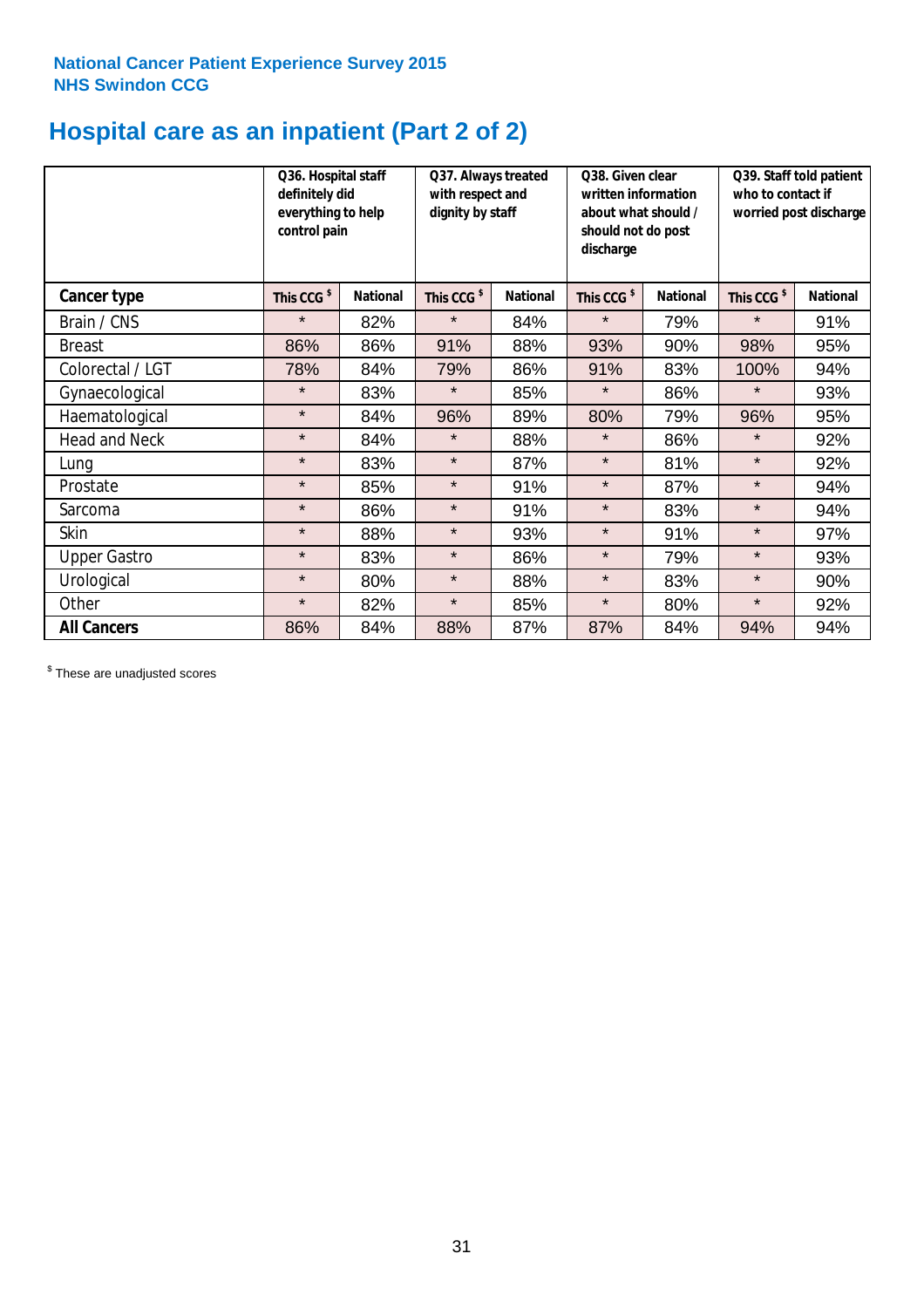National Cancer Patient Experience Survey 2015
NHS Swindon CCG

# Hospital care as an inpatient (Part 2 of 2)

| | Q36. Hospital staff definitely did everything to help control pain | | Q37. Always treated with respect and dignity by staff | | Q38. Given clear written information about what should / should not do post discharge | | Q39. Staff told patient who to contact if worried post discharge | |
|---|---|---|---|---|---|---|---|---|
| **Cancer type** | This CCG $ | National | This CCG $ | National | This CCG $ | National | This CCG $ | National |
| Brain / CNS | * | 82% | * | 84% | * | 79% | * | 91% |
| Breast | 86% | 86% | 91% | 88% | 93% | 90% | 98% | 95% |
| Colorectal / LGT | 78% | 84% | 79% | 86% | 91% | 83% | 100% | 94% |
| Gynaecological | * | 83% | * | 85% | * | 86% | * | 93% |
| Haematological | * | 84% | 96% | 89% | 80% | 79% | 96% | 95% |
| Head and Neck | * | 84% | * | 88% | * | 86% | * | 92% |
| Lung | * | 83% | * | 87% | * | 81% | * | 92% |
| Prostate | * | 85% | * | 91% | * | 87% | * | 94% |
| Sarcoma | * | 86% | * | 91% | * | 83% | * | 94% |
| Skin | * | 88% | * | 93% | * | 91% | * | 97% |
| Upper Gastro | * | 83% | * | 86% | * | 79% | * | 93% |
| Urological | * | 80% | * | 88% | * | 83% | * | 90% |
| Other | * | 82% | * | 85% | * | 80% | * | 92% |
| **All Cancers** | 86% | 84% | 88% | 87% | 87% | 84% | 94% | 94% |

$ These are unadjusted scores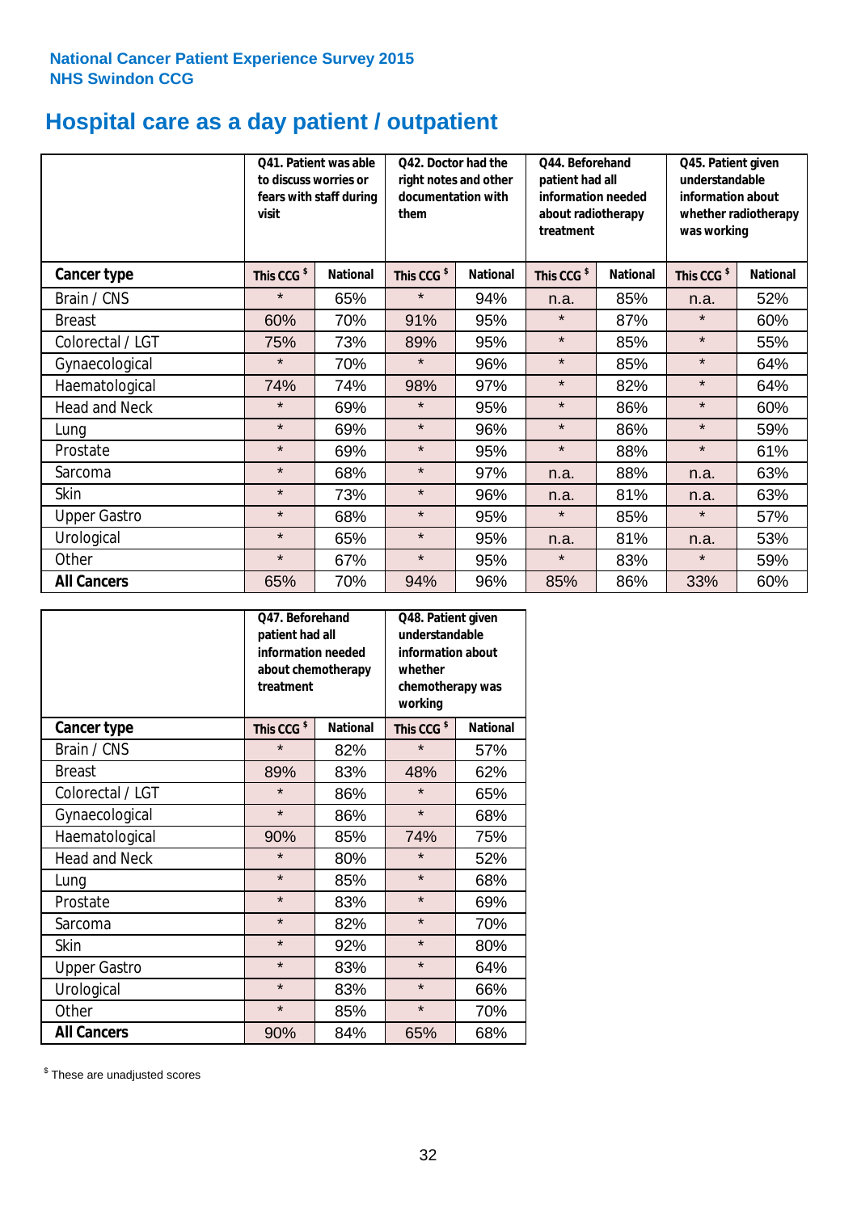National Cancer Patient Experience Survey 2015
NHS Swindon CCG

# Hospital care as a day patient / outpatient

| | Q41. Patient was able to discuss worries or fears with staff during visit | | Q42. Doctor had the right notes and other documentation with them | | Q44. Beforehand patient had all information needed about radiotherapy treatment | | Q45. Patient given understandable information about whether radiotherapy was working | |
|---|---|---|---|---|---|---|---|---|
| **Cancer type** | **This CCG $** | **National** | **This CCG $** | **National** | **This CCG $** | **National** | **This CCG $** | **National** |
| Brain / CNS | * | 65% | * | 94% | n.a. | 85% | n.a. | 52% |
| Breast | 60% | 70% | 91% | 95% | * | 87% | * | 60% |
| Colorectal / LGT | 75% | 73% | 89% | 95% | * | 85% | * | 55% |
| Gynaecological | * | 70% | * | 96% | * | 85% | * | 64% |
| Haematological | 74% | 74% | 98% | 97% | * | 82% | * | 64% |
| Head and Neck | * | 69% | * | 95% | * | 86% | * | 60% |
| Lung | * | 69% | * | 96% | * | 86% | * | 59% |
| Prostate | * | 69% | * | 95% | * | 88% | * | 61% |
| Sarcoma | * | 68% | * | 97% | n.a. | 88% | n.a. | 63% |
| Skin | * | 73% | * | 96% | n.a. | 81% | n.a. | 63% |
| Upper Gastro | * | 68% | * | 95% | * | 85% | * | 57% |
| Urological | * | 65% | * | 95% | n.a. | 81% | n.a. | 53% |
| Other | * | 67% | * | 95% | * | 83% | * | 59% |
| **All Cancers** | 65% | 70% | 94% | 96% | 85% | 86% | 33% | 60% |

| | Q47. Beforehand patient had all information needed about chemotherapy treatment | | Q48. Patient given understandable information about whether chemotherapy was working | |
|---|---|---|---|---|
| **Cancer type** | **This CCG $** | **National** | **This CCG $** | **National** |
| Brain / CNS | * | 82% | * | 57% |
| Breast | 89% | 83% | 48% | 62% |
| Colorectal / LGT | * | 86% | * | 65% |
| Gynaecological | * | 86% | * | 68% |
| Haematological | 90% | 85% | 74% | 75% |
| Head and Neck | * | 80% | * | 52% |
| Lung | * | 85% | * | 68% |
| Prostate | * | 83% | * | 69% |
| Sarcoma | * | 82% | * | 70% |
| Skin | * | 92% | * | 80% |
| Upper Gastro | * | 83% | * | 64% |
| Urological | * | 83% | * | 66% |
| Other | * | 85% | * | 70% |
| **All Cancers** | 90% | 84% | 65% | 68% |

$ These are unadjusted scores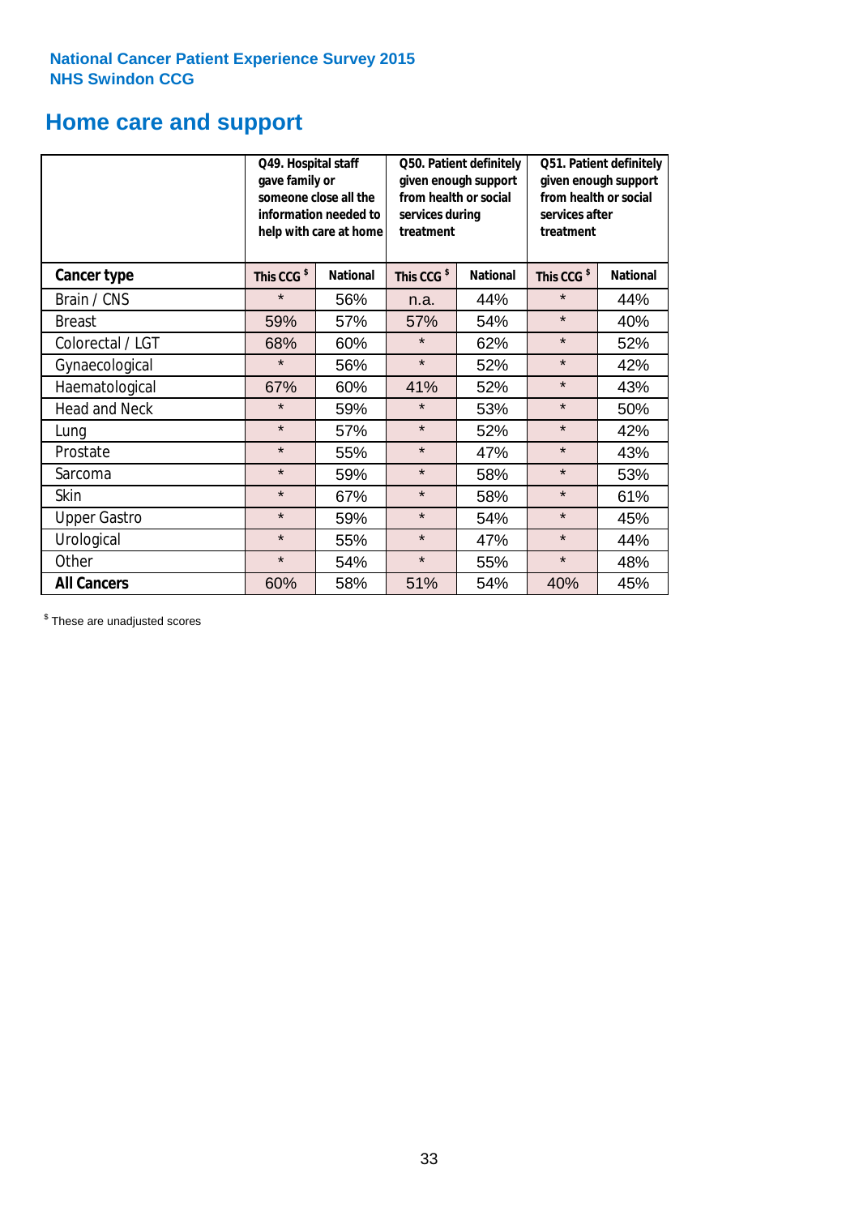National Cancer Patient Experience Survey 2015
NHS Swindon CCG

## Home care and support

| | Q49. Hospital staff gave family or someone close all the information needed to help with care at home | | Q50. Patient definitely given enough support from health or social services during treatment | | Q51. Patient definitely given enough support from health or social services after treatment | |
|---|---|---|---|---|---|---|
| **Cancer type** | **This CCG [$]** | **National** | **This CCG [$]** | **National** | **This CCG [$]** | **National** |
| Brain / CNS | * | 56% | n.a. | 44% | * | 44% |
| Breast | 59% | 57% | 57% | 54% | * | 40% |
| Colorectal / LGT | 68% | 60% | * | 62% | * | 52% |
| Gynaecological | * | 56% | * | 52% | * | 42% |
| Haematological | 67% | 60% | 41% | 52% | * | 43% |
| Head and Neck | * | 59% | * | 53% | * | 50% |
| Lung | * | 57% | * | 52% | * | 42% |
| Prostate | * | 55% | * | 47% | * | 43% |
| Sarcoma | * | 59% | * | 58% | * | 53% |
| Skin | * | 67% | * | 58% | * | 61% |
| Upper Gastro | * | 59% | * | 54% | * | 45% |
| Urological | * | 55% | * | 47% | * | 44% |
| Other | * | 54% | * | 55% | * | 48% |
| **All Cancers** | 60% | 58% | 51% | 54% | 40% | 45% |

[$] These are unadjusted scores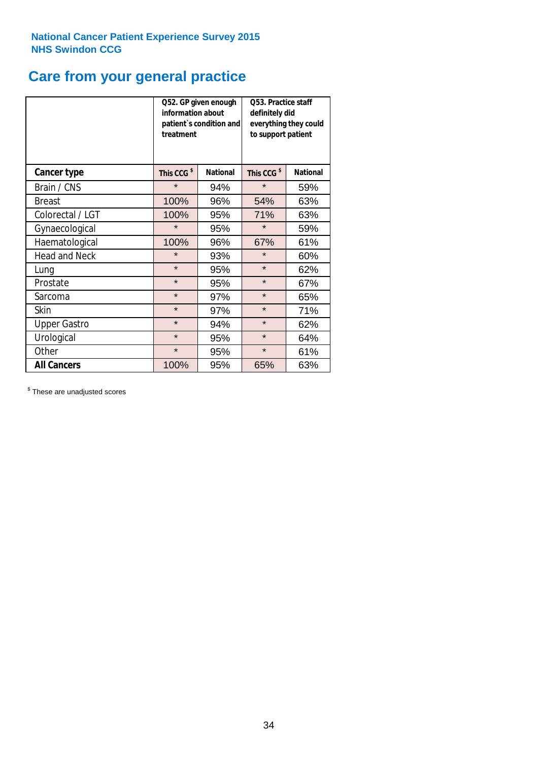National Cancer Patient Experience Survey 2015
NHS Swindon CCG

# Care from your general practice

| | Q52. GP given enough information about patient`s condition and treatment | | Q53. Practice staff definitely did everything they could to support patient | |
|---|---|---|---|---|
| **Cancer type** | **This CCG [$]** | **National** | **This CCG [$]** | **National** |
| Brain / CNS | * | 94% | * | 59% |
| Breast | 100% | 96% | 54% | 63% |
| Colorectal / LGT | 100% | 95% | 71% | 63% |
| Gynaecological | * | 95% | * | 59% |
| Haematological | 100% | 96% | 67% | 61% |
| Head and Neck | * | 93% | * | 60% |
| Lung | * | 95% | * | 62% |
| Prostate | * | 95% | * | 67% |
| Sarcoma | * | 97% | * | 65% |
| Skin | * | 97% | * | 71% |
| Upper Gastro | * | 94% | * | 62% |
| Urological | * | 95% | * | 64% |
| Other | * | 95% | * | 61% |
| **All Cancers** | 100% | 95% | 65% | 63% |

[$] These are unadjusted scores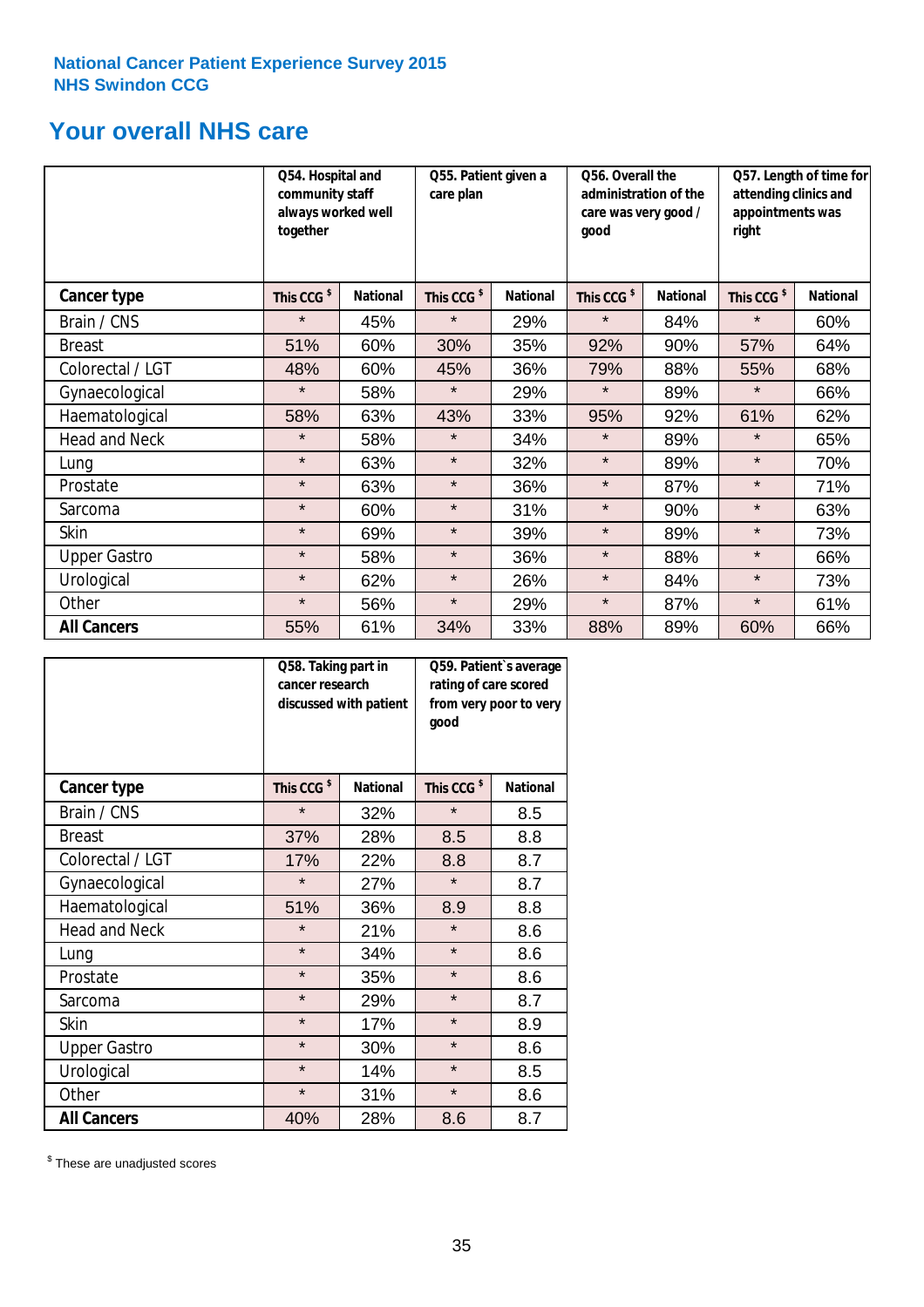National Cancer Patient Experience Survey 2015
NHS Swindon CCG

# Your overall NHS care

| | Q54. Hospital and community staff always worked well together | | Q55. Patient given a care plan | | Q56. Overall the administration of the care was very good / good | | Q57. Length of time for attending clinics and appointments was right | |
|---|---|---|---|---|---|---|---|---|
| **Cancer type** | This CCG $ | National | This CCG $ | National | This CCG $ | National | This CCG $ | National |
| Brain / CNS | * | 45% | * | 29% | * | 84% | * | 60% |
| Breast | 51% | 60% | 30% | 35% | 92% | 90% | 57% | 64% |
| Colorectal / LGT | 48% | 60% | 45% | 36% | 79% | 88% | 55% | 68% |
| Gynaecological | * | 58% | * | 29% | * | 89% | * | 66% |
| Haematological | 58% | 63% | 43% | 33% | 95% | 92% | 61% | 62% |
| Head and Neck | * | 58% | * | 34% | * | 89% | * | 65% |
| Lung | * | 63% | * | 32% | * | 89% | * | 70% |
| Prostate | * | 63% | * | 36% | * | 87% | * | 71% |
| Sarcoma | * | 60% | * | 31% | * | 90% | * | 63% |
| Skin | * | 69% | * | 39% | * | 89% | * | 73% |
| Upper Gastro | * | 58% | * | 36% | * | 88% | * | 66% |
| Urological | * | 62% | * | 26% | * | 84% | * | 73% |
| Other | * | 56% | * | 29% | * | 87% | * | 61% |
| **All Cancers** | 55% | 61% | 34% | 33% | 88% | 89% | 60% | 66% |

| | Q58. Taking part in cancer research discussed with patient | | Q59. Patient`s average rating of care scored from very poor to very good | |
|---|---|---|---|---|
| **Cancer type** | This CCG $ | National | This CCG $ | National |
| Brain / CNS | * | 32% | * | 8.5 |
| Breast | 37% | 28% | 8.5 | 8.8 |
| Colorectal / LGT | 17% | 22% | 8.8 | 8.7 |
| Gynaecological | * | 27% | * | 8.7 |
| Haematological | 51% | 36% | 8.9 | 8.8 |
| Head and Neck | * | 21% | * | 8.6 |
| Lung | * | 34% | * | 8.6 |
| Prostate | * | 35% | * | 8.6 |
| Sarcoma | * | 29% | * | 8.7 |
| Skin | * | 17% | * | 8.9 |
| Upper Gastro | * | 30% | * | 8.6 |
| Urological | * | 14% | * | 8.5 |
| Other | * | 31% | * | 8.6 |
| **All Cancers** | 40% | 28% | 8.6 | 8.7 |

$ These are unadjusted scores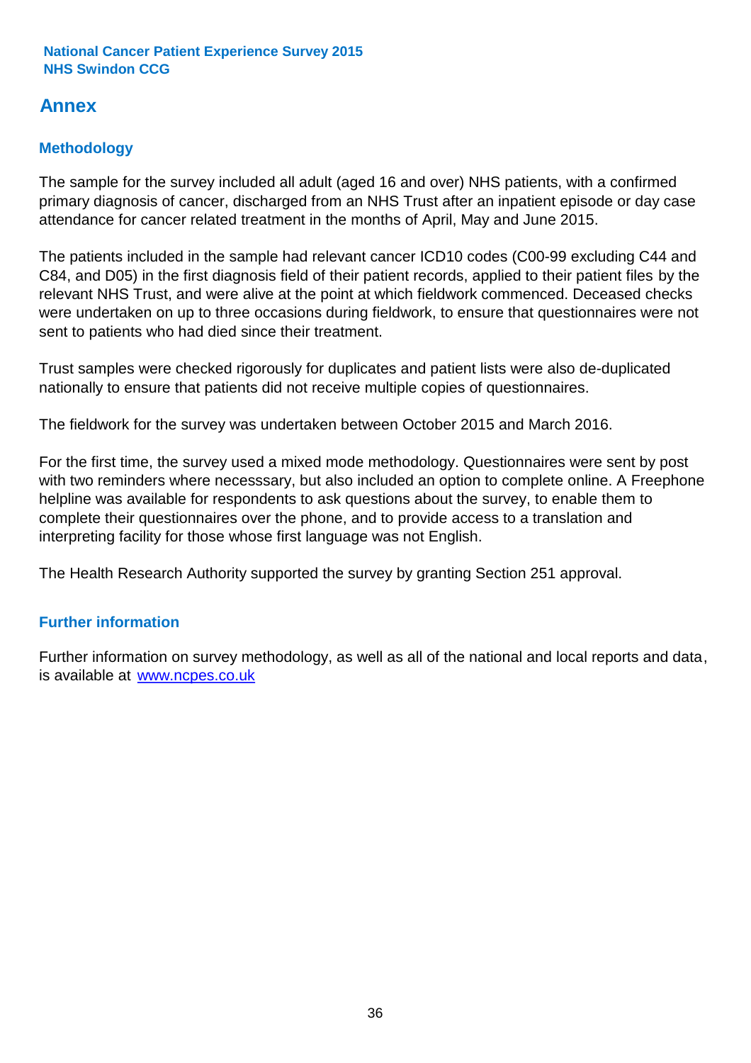## Annex

### Methodology

The sample for the survey included all adult (aged 16 and over) NHS patients, with a confirmed primary diagnosis of cancer, discharged from an NHS Trust after an inpatient episode or day case attendance for cancer related treatment in the months of April, May and June 2015.

The patients included in the sample had relevant cancer ICD10 codes (C00-99 excluding C44 and C84, and D05) in the first diagnosis field of their patient records, applied to their patient files by the relevant NHS Trust, and were alive at the point at which fieldwork commenced. Deceased checks were undertaken on up to three occasions during fieldwork, to ensure that questionnaires were not sent to patients who had died since their treatment.

Trust samples were checked rigorously for duplicates and patient lists were also de-duplicated nationally to ensure that patients did not receive multiple copies of questionnaires.

The fieldwork for the survey was undertaken between October 2015 and March 2016.

For the first time, the survey used a mixed mode methodology. Questionnaires were sent by post with two reminders where necesssary, but also included an option to complete online. A Freephone helpline was available for respondents to ask questions about the survey, to enable them to complete their questionnaires over the phone, and to provide access to a translation and interpreting facility for those whose first language was not English.

The Health Research Authority supported the survey by granting Section 251 approval.

### Further information

Further information on survey methodology, as well as all of the national and local reports and data, is available at [www.ncpes.co.uk](http://www.ncpes.co.uk)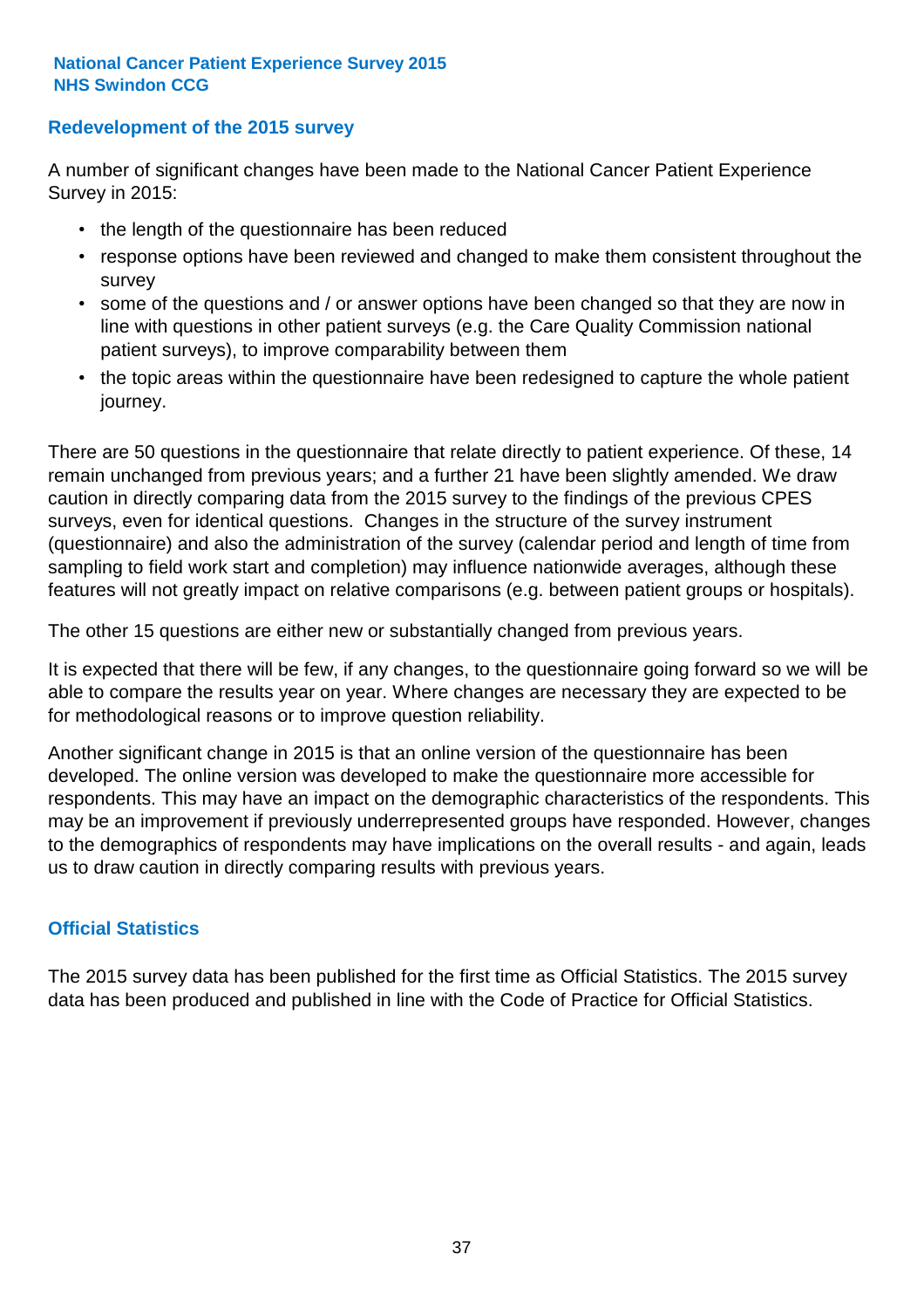## Redevelopment of the 2015 survey

A number of significant changes have been made to the National Cancer Patient Experience Survey in 2015:

- the length of the questionnaire has been reduced
- response options have been reviewed and changed to make them consistent throughout the survey
- some of the questions and / or answer options have been changed so that they are now in line with questions in other patient surveys (e.g. the Care Quality Commission national patient surveys), to improve comparability between them
- the topic areas within the questionnaire have been redesigned to capture the whole patient journey.

There are 50 questions in the questionnaire that relate directly to patient experience. Of these, 14 remain unchanged from previous years; and a further 21 have been slightly amended. We draw caution in directly comparing data from the 2015 survey to the findings of the previous CPES surveys, even for identical questions. Changes in the structure of the survey instrument (questionnaire) and also the administration of the survey (calendar period and length of time from sampling to field work start and completion) may influence nationwide averages, although these features will not greatly impact on relative comparisons (e.g. between patient groups or hospitals).

The other 15 questions are either new or substantially changed from previous years.

It is expected that there will be few, if any changes, to the questionnaire going forward so we will be able to compare the results year on year. Where changes are necessary they are expected to be for methodological reasons or to improve question reliability.

Another significant change in 2015 is that an online version of the questionnaire has been developed. The online version was developed to make the questionnaire more accessible for respondents. This may have an impact on the demographic characteristics of the respondents. This may be an improvement if previously underrepresented groups have responded. However, changes to the demographics of respondents may have implications on the overall results - and again, leads us to draw caution in directly comparing results with previous years.

## Official Statistics

The 2015 survey data has been published for the first time as Official Statistics. The 2015 survey data has been produced and published in line with the Code of Practice for Official Statistics.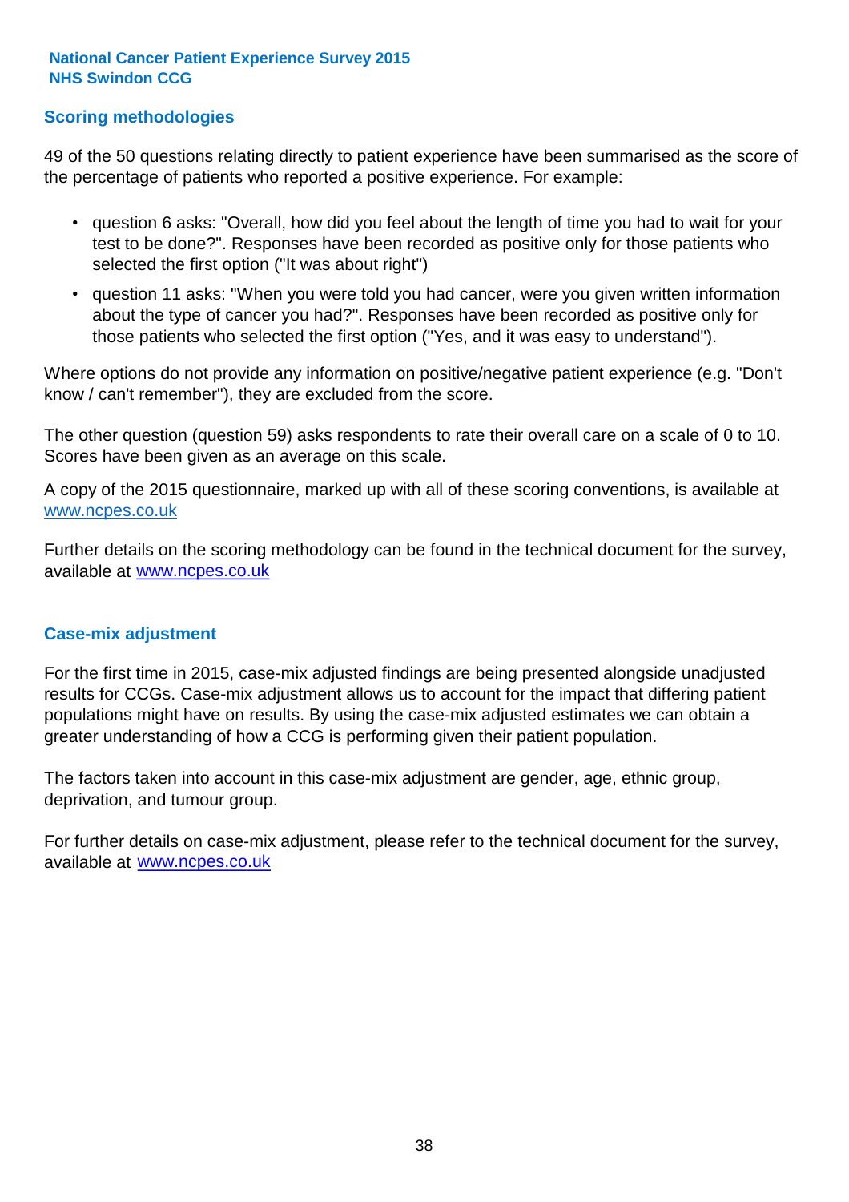## Scoring methodologies

49 of the 50 questions relating directly to patient experience have been summarised as the score of the percentage of patients who reported a positive experience. For example:

- question 6 asks: "Overall, how did you feel about the length of time you had to wait for your test to be done?". Responses have been recorded as positive only for those patients who selected the first option ("It was about right")
- question 11 asks: "When you were told you had cancer, were you given written information about the type of cancer you had?". Responses have been recorded as positive only for those patients who selected the first option ("Yes, and it was easy to understand").

Where options do not provide any information on positive/negative patient experience (e.g. "Don't know / can't remember"), they are excluded from the score.

The other question (question 59) asks respondents to rate their overall care on a scale of 0 to 10. Scores have been given as an average on this scale.

A copy of the 2015 questionnaire, marked up with all of these scoring conventions, is available at www.ncpes.co.uk

Further details on the scoring methodology can be found in the technical document for the survey, available at www.ncpes.co.uk

## Case-mix adjustment

For the first time in 2015, case-mix adjusted findings are being presented alongside unadjusted results for CCGs. Case-mix adjustment allows us to account for the impact that differing patient populations might have on results. By using the case-mix adjusted estimates we can obtain a greater understanding of how a CCG is performing given their patient population.

The factors taken into account in this case-mix adjustment are gender, age, ethnic group, deprivation, and tumour group.

For further details on case-mix adjustment, please refer to the technical document for the survey, available at www.ncpes.co.uk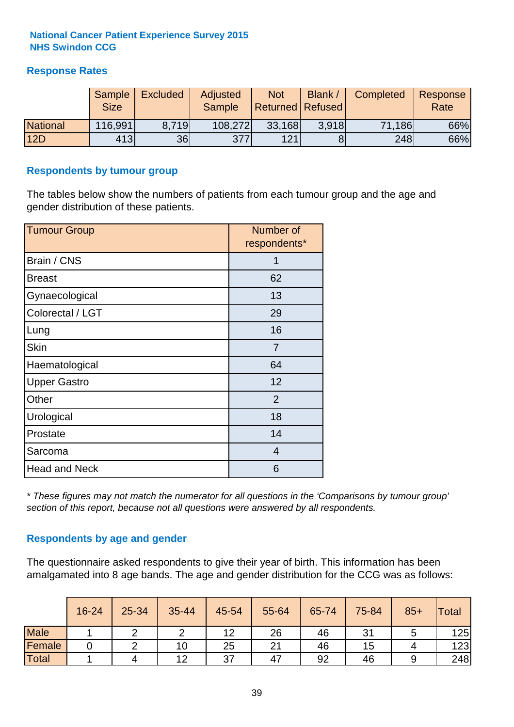**National Cancer Patient Experience Survey 2015**
**NHS Swindon CCG**

## Response Rates

| | Sample Size | Excluded | Adjusted Sample | Not Returned | Blank / Refused | Completed | Response Rate |
|---|---|---|---|---|---|---|---|
| National | 116,991 | 8,719 | 108,272 | 33,168 | 3,918 | 71,186 | 66% |
| 12D | 413 | 36 | 377 | 121 | 8 | 248 | 66% |

## Respondents by tumour group

The tables below show the numbers of patients from each tumour group and the age and gender distribution of these patients.

| Tumour Group | Number of respondents* |
|---|---|
| Brain / CNS | 1 |
| Breast | 62 |
| Gynaecological | 13 |
| Colorectal / LGT | 29 |
| Lung | 16 |
| Skin | 7 |
| Haematological | 64 |
| Upper Gastro | 12 |
| Other | 2 |
| Urological | 18 |
| Prostate | 14 |
| Sarcoma | 4 |
| Head and Neck | 6 |

*\* These figures may not match the numerator for all questions in the 'Comparisons by tumour group' section of this report, because not all questions were answered by all respondents.*

## Respondents by age and gender

The questionnaire asked respondents to give their year of birth. This information has been amalgamated into 8 age bands. The age and gender distribution for the CCG was as follows:

| | 16-24 | 25-34 | 35-44 | 45-54 | 55-64 | 65-74 | 75-84 | 85+ | Total |
|---|---|---|---|---|---|---|---|---|---|
| Male | 1 | 2 | 2 | 12 | 26 | 46 | 31 | 5 | 125 |
| Female | 0 | 2 | 10 | 25 | 21 | 46 | 15 | 4 | 123 |
| Total | 1 | 4 | 12 | 37 | 47 | 92 | 46 | 9 | 248 |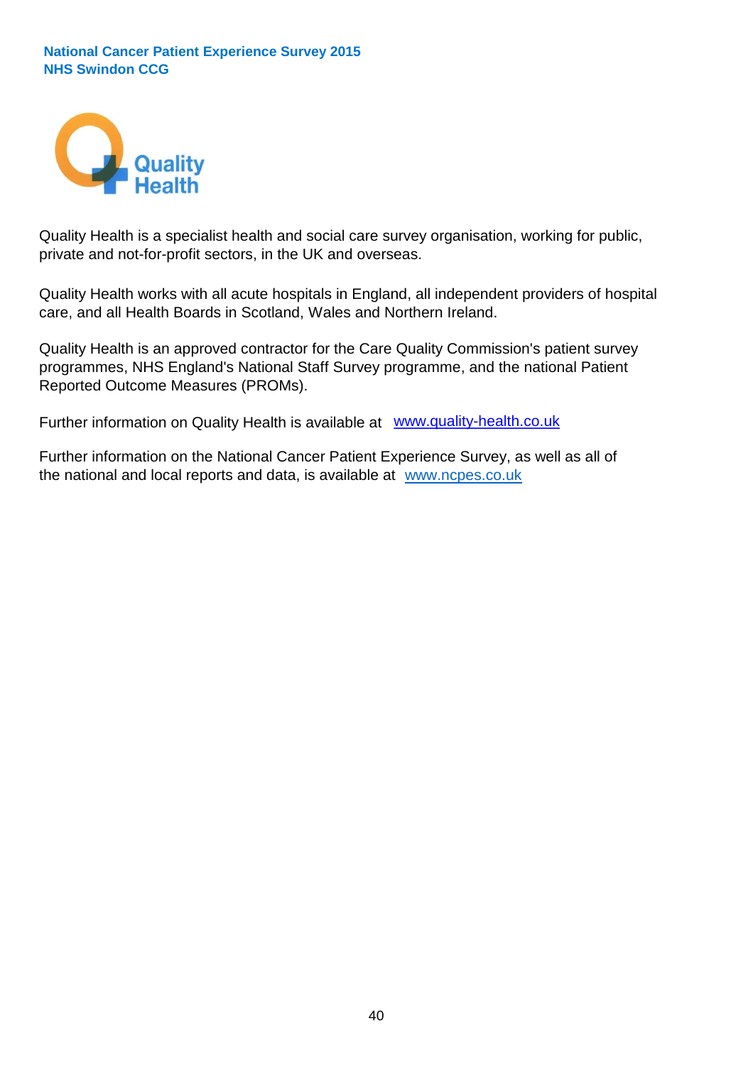Quality Health is a specialist health and social care survey organisation, working for public, private and not-for-profit sectors, in the UK and overseas.

Quality Health works with all acute hospitals in England, all independent providers of hospital care, and all Health Boards in Scotland, Wales and Northern Ireland.

Quality Health is an approved contractor for the Care Quality Commission's patient survey programmes, NHS England's National Staff Survey programme, and the national Patient Reported Outcome Measures (PROMs).

Further information on Quality Health is available at www.quality-health.co.uk

Further information on the National Cancer Patient Experience Survey, as well as all of the national and local reports and data, is available at www.ncpes.co.uk